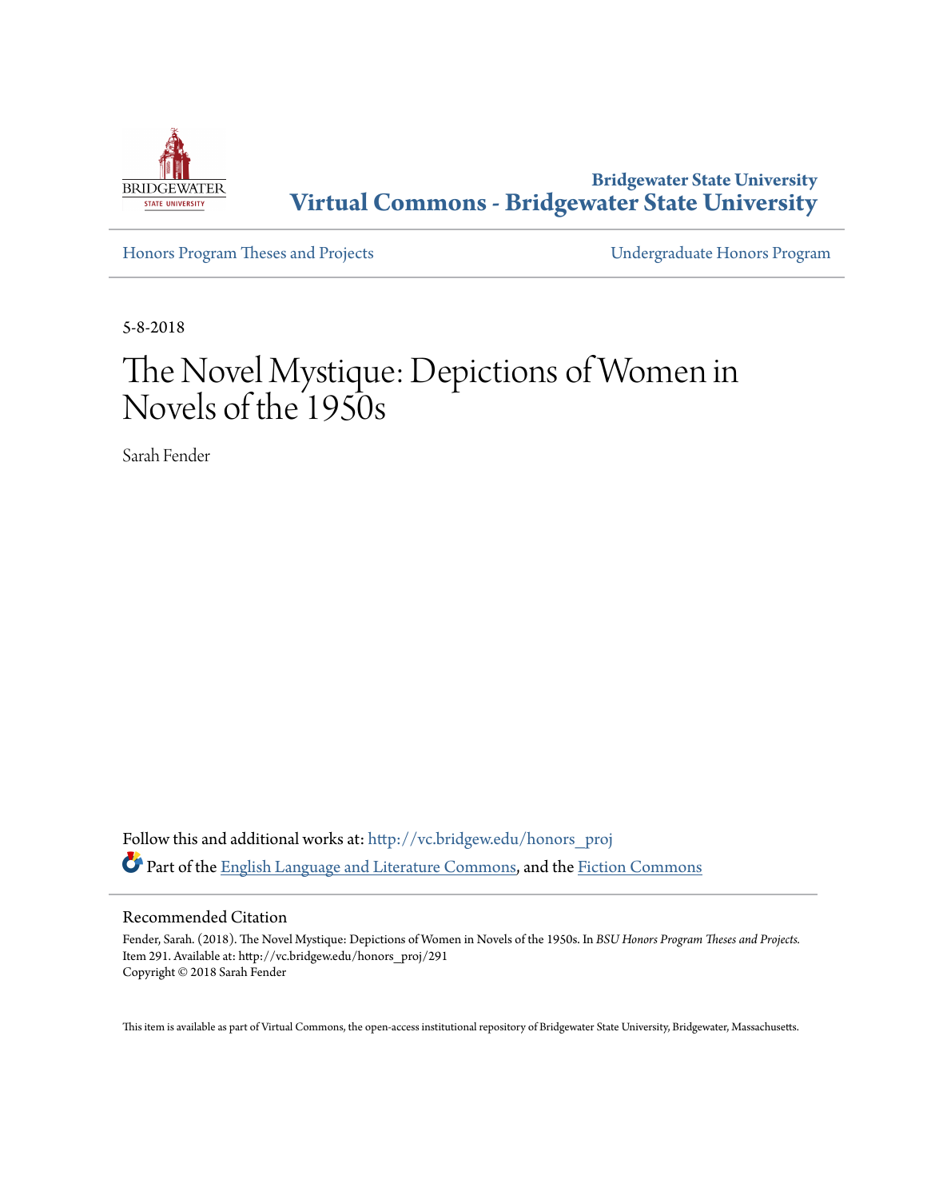Bridgewater State University
**Virtual Commons - Bridgewater State University**

Honors Program Theses and Projects

Undergraduate Honors Program

5-8-2018

# The Novel Mystique: Depictions of Women in Novels of the 1950s

Sarah Fender

Follow this and additional works at: http://vc.bridgew.edu/honors_proj

Part of the English Language and Literature Commons, and the Fiction Commons

## Recommended Citation

Fender, Sarah. (2018). The Novel Mystique: Depictions of Women in Novels of the 1950s. In *BSU Honors Program Theses and Projects.* Item 291. Available at: http://vc.bridgew.edu/honors_proj/291
Copyright © 2018 Sarah Fender

This item is available as part of Virtual Commons, the open-access institutional repository of Bridgewater State University, Bridgewater, Massachusetts.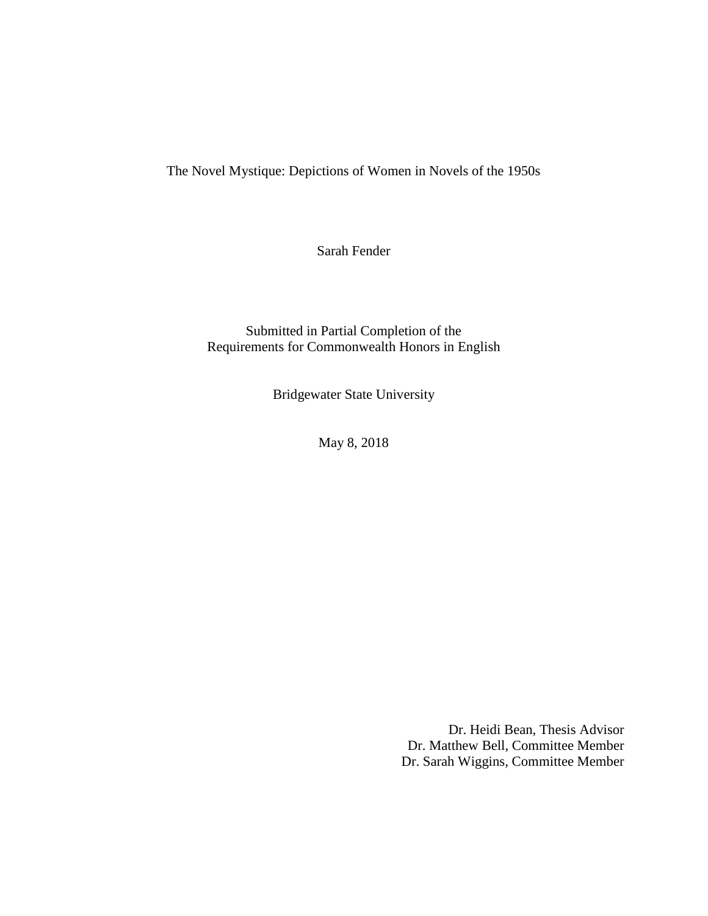# The Novel Mystique: Depictions of Women in Novels of the 1950s

Sarah Fender

Submitted in Partial Completion of the
Requirements for Commonwealth Honors in English

Bridgewater State University

May 8, 2018

Dr. Heidi Bean, Thesis Advisor
Dr. Matthew Bell, Committee Member
Dr. Sarah Wiggins, Committee Member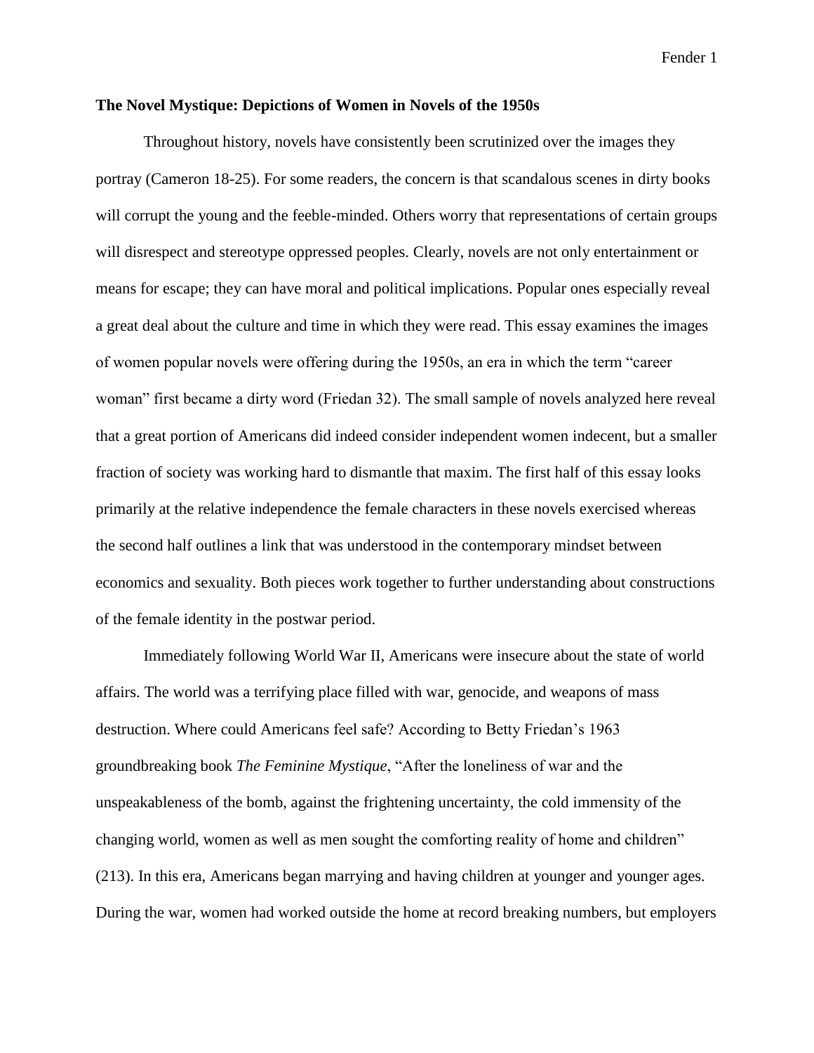**The Novel Mystique: Depictions of Women in Novels of the 1950s**

Throughout history, novels have consistently been scrutinized over the images they portray (Cameron 18-25). For some readers, the concern is that scandalous scenes in dirty books will corrupt the young and the feeble-minded. Others worry that representations of certain groups will disrespect and stereotype oppressed peoples. Clearly, novels are not only entertainment or means for escape; they can have moral and political implications. Popular ones especially reveal a great deal about the culture and time in which they were read. This essay examines the images of women popular novels were offering during the 1950s, an era in which the term "career woman" first became a dirty word (Friedan 32). The small sample of novels analyzed here reveal that a great portion of Americans did indeed consider independent women indecent, but a smaller fraction of society was working hard to dismantle that maxim. The first half of this essay looks primarily at the relative independence the female characters in these novels exercised whereas the second half outlines a link that was understood in the contemporary mindset between economics and sexuality. Both pieces work together to further understanding about constructions of the female identity in the postwar period.

Immediately following World War II, Americans were insecure about the state of world affairs. The world was a terrifying place filled with war, genocide, and weapons of mass destruction. Where could Americans feel safe? According to Betty Friedan's 1963 groundbreaking book *The Feminine Mystique*, "After the loneliness of war and the unspeakableness of the bomb, against the frightening uncertainty, the cold immensity of the changing world, women as well as men sought the comforting reality of home and children" (213). In this era, Americans began marrying and having children at younger and younger ages. During the war, women had worked outside the home at record breaking numbers, but employers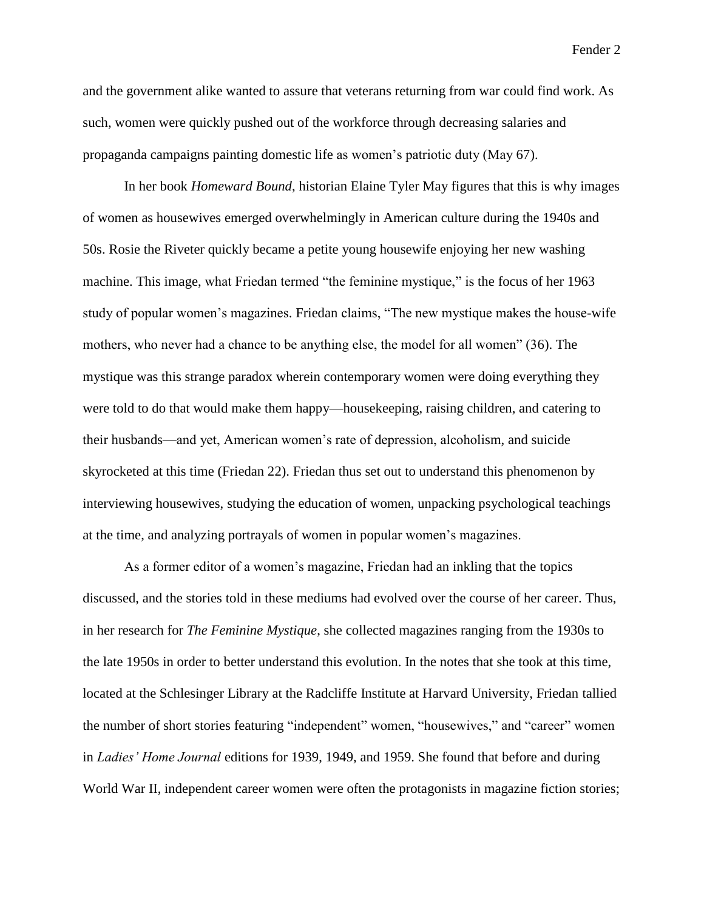and the government alike wanted to assure that veterans returning from war could find work. As such, women were quickly pushed out of the workforce through decreasing salaries and propaganda campaigns painting domestic life as women's patriotic duty (May 67).

In her book *Homeward Bound*, historian Elaine Tyler May figures that this is why images of women as housewives emerged overwhelmingly in American culture during the 1940s and 50s. Rosie the Riveter quickly became a petite young housewife enjoying her new washing machine. This image, what Friedan termed "the feminine mystique," is the focus of her 1963 study of popular women's magazines. Friedan claims, "The new mystique makes the house-wife mothers, who never had a chance to be anything else, the model for all women" (36). The mystique was this strange paradox wherein contemporary women were doing everything they were told to do that would make them happy—housekeeping, raising children, and catering to their husbands—and yet, American women's rate of depression, alcoholism, and suicide skyrocketed at this time (Friedan 22). Friedan thus set out to understand this phenomenon by interviewing housewives, studying the education of women, unpacking psychological teachings at the time, and analyzing portrayals of women in popular women's magazines.

As a former editor of a women's magazine, Friedan had an inkling that the topics discussed, and the stories told in these mediums had evolved over the course of her career. Thus, in her research for *The Feminine Mystique*, she collected magazines ranging from the 1930s to the late 1950s in order to better understand this evolution. In the notes that she took at this time, located at the Schlesinger Library at the Radcliffe Institute at Harvard University, Friedan tallied the number of short stories featuring "independent" women, "housewives," and "career" women in *Ladies' Home Journal* editions for 1939, 1949, and 1959. She found that before and during World War II, independent career women were often the protagonists in magazine fiction stories;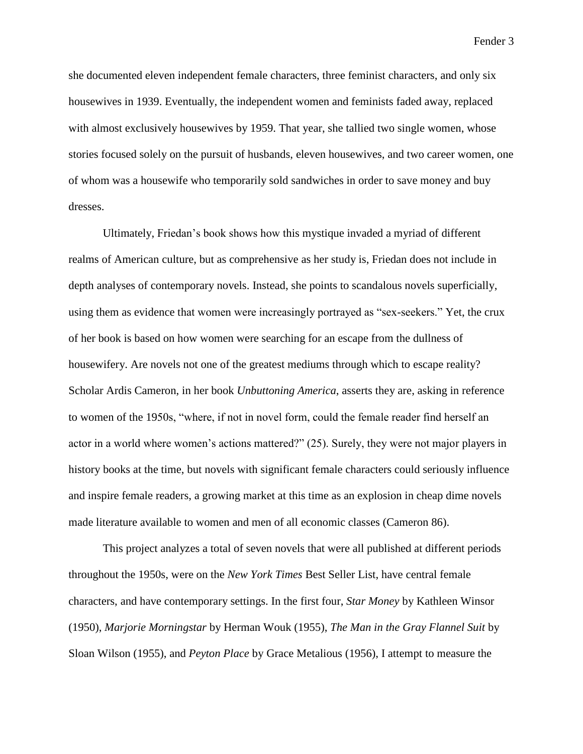she documented eleven independent female characters, three feminist characters, and only six housewives in 1939. Eventually, the independent women and feminists faded away, replaced with almost exclusively housewives by 1959. That year, she tallied two single women, whose stories focused solely on the pursuit of husbands, eleven housewives, and two career women, one of whom was a housewife who temporarily sold sandwiches in order to save money and buy dresses.

Ultimately, Friedan's book shows how this mystique invaded a myriad of different realms of American culture, but as comprehensive as her study is, Friedan does not include in depth analyses of contemporary novels. Instead, she points to scandalous novels superficially, using them as evidence that women were increasingly portrayed as "sex-seekers." Yet, the crux of her book is based on how women were searching for an escape from the dullness of housewifery. Are novels not one of the greatest mediums through which to escape reality? Scholar Ardis Cameron, in her book *Unbuttoning America*, asserts they are, asking in reference to women of the 1950s, "where, if not in novel form, could the female reader find herself an actor in a world where women's actions mattered?" (25). Surely, they were not major players in history books at the time, but novels with significant female characters could seriously influence and inspire female readers, a growing market at this time as an explosion in cheap dime novels made literature available to women and men of all economic classes (Cameron 86).

This project analyzes a total of seven novels that were all published at different periods throughout the 1950s, were on the *New York Times* Best Seller List, have central female characters, and have contemporary settings. In the first four, *Star Money* by Kathleen Winsor (1950), *Marjorie Morningstar* by Herman Wouk (1955), *The Man in the Gray Flannel Suit* by Sloan Wilson (1955), and *Peyton Place* by Grace Metalious (1956), I attempt to measure the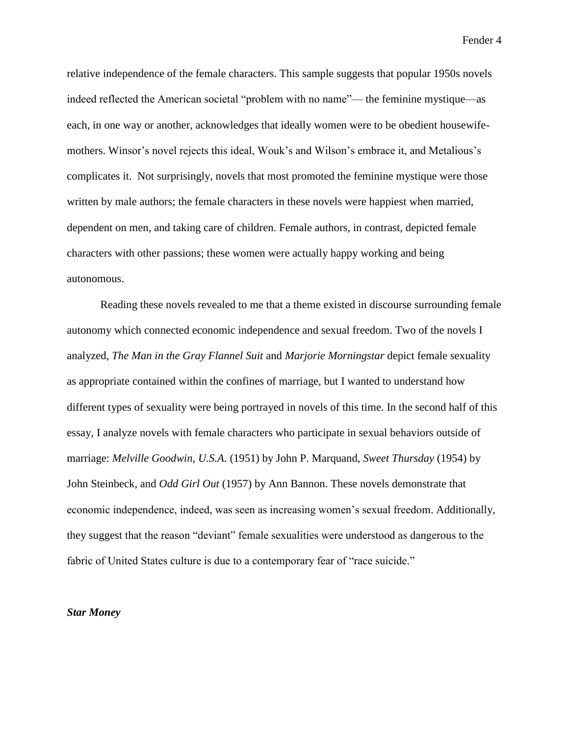relative independence of the female characters. This sample suggests that popular 1950s novels indeed reflected the American societal "problem with no name"— the feminine mystique—as each, in one way or another, acknowledges that ideally women were to be obedient housewife-mothers. Winsor's novel rejects this ideal, Wouk's and Wilson's embrace it, and Metalious's complicates it.  Not surprisingly, novels that most promoted the feminine mystique were those written by male authors; the female characters in these novels were happiest when married, dependent on men, and taking care of children. Female authors, in contrast, depicted female characters with other passions; these women were actually happy working and being autonomous.

Reading these novels revealed to me that a theme existed in discourse surrounding female autonomy which connected economic independence and sexual freedom. Two of the novels I analyzed, *The Man in the Gray Flannel Suit* and *Marjorie Morningstar* depict female sexuality as appropriate contained within the confines of marriage, but I wanted to understand how different types of sexuality were being portrayed in novels of this time. In the second half of this essay, I analyze novels with female characters who participate in sexual behaviors outside of marriage: *Melville Goodwin, U.S.A.* (1951) by John P. Marquand, *Sweet Thursday* (1954) by John Steinbeck, and *Odd Girl Out* (1957) by Ann Bannon. These novels demonstrate that economic independence, indeed, was seen as increasing women's sexual freedom. Additionally, they suggest that the reason "deviant" female sexualities were understood as dangerous to the fabric of United States culture is due to a contemporary fear of "race suicide."

***Star Money***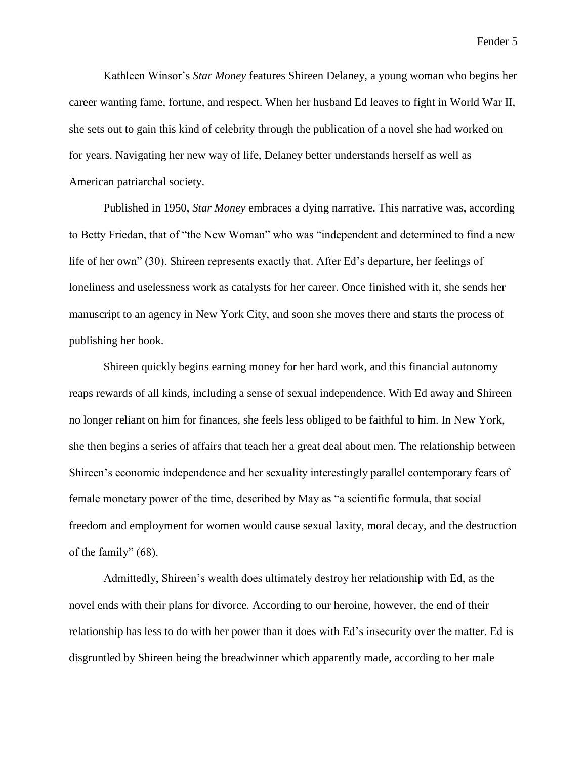Kathleen Winsor's *Star Money* features Shireen Delaney, a young woman who begins her career wanting fame, fortune, and respect. When her husband Ed leaves to fight in World War II, she sets out to gain this kind of celebrity through the publication of a novel she had worked on for years. Navigating her new way of life, Delaney better understands herself as well as American patriarchal society.

Published in 1950, *Star Money* embraces a dying narrative. This narrative was, according to Betty Friedan, that of "the New Woman" who was "independent and determined to find a new life of her own" (30). Shireen represents exactly that. After Ed's departure, her feelings of loneliness and uselessness work as catalysts for her career. Once finished with it, she sends her manuscript to an agency in New York City, and soon she moves there and starts the process of publishing her book.

Shireen quickly begins earning money for her hard work, and this financial autonomy reaps rewards of all kinds, including a sense of sexual independence. With Ed away and Shireen no longer reliant on him for finances, she feels less obliged to be faithful to him. In New York, she then begins a series of affairs that teach her a great deal about men. The relationship between Shireen's economic independence and her sexuality interestingly parallel contemporary fears of female monetary power of the time, described by May as "a scientific formula, that social freedom and employment for women would cause sexual laxity, moral decay, and the destruction of the family" (68).

Admittedly, Shireen's wealth does ultimately destroy her relationship with Ed, as the novel ends with their plans for divorce. According to our heroine, however, the end of their relationship has less to do with her power than it does with Ed's insecurity over the matter. Ed is disgruntled by Shireen being the breadwinner which apparently made, according to her male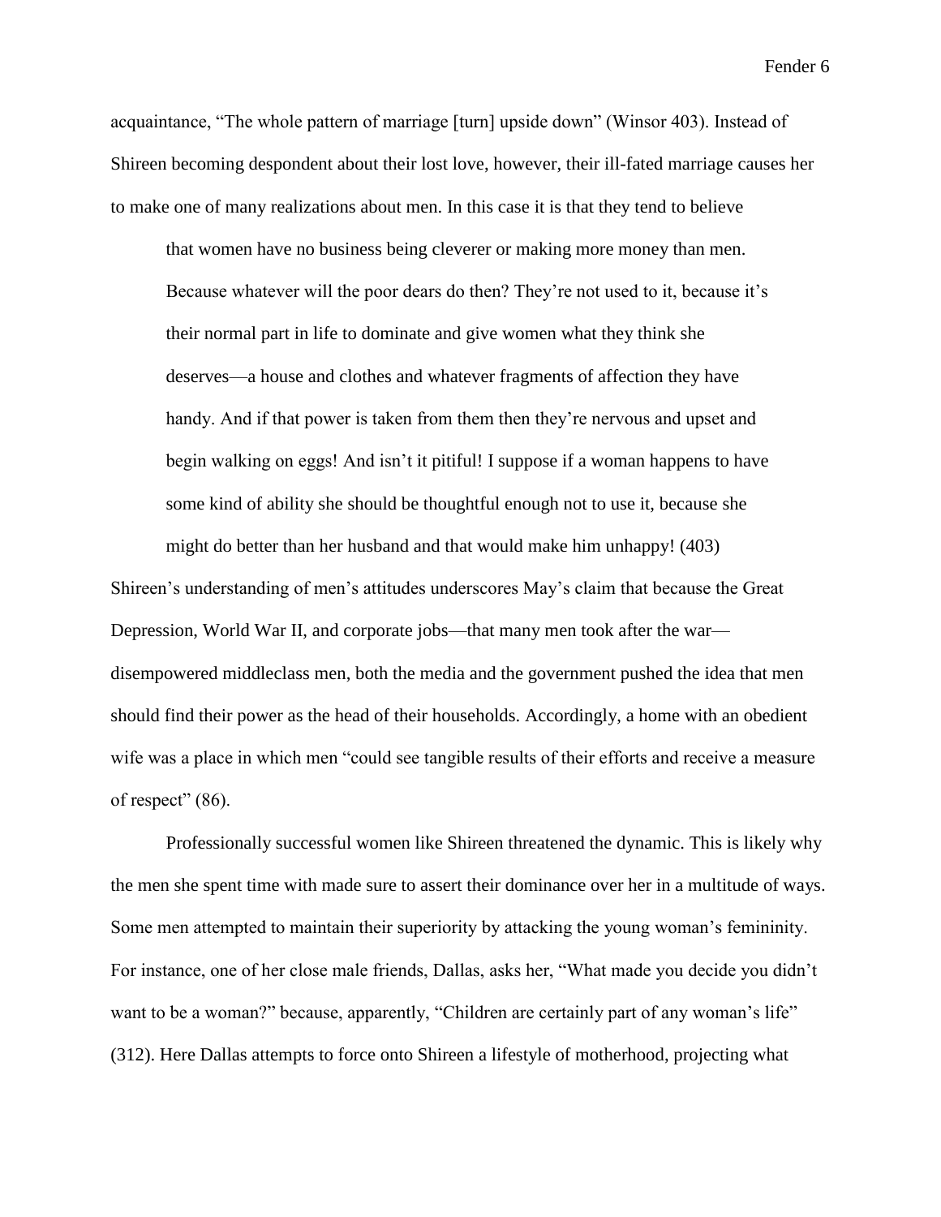acquaintance, "The whole pattern of marriage [turn] upside down" (Winsor 403). Instead of Shireen becoming despondent about their lost love, however, their ill-fated marriage causes her to make one of many realizations about men. In this case it is that they tend to believe

> that women have no business being cleverer or making more money than men. Because whatever will the poor dears do then? They're not used to it, because it's their normal part in life to dominate and give women what they think she deserves—a house and clothes and whatever fragments of affection they have handy. And if that power is taken from them then they're nervous and upset and begin walking on eggs! And isn't it pitiful! I suppose if a woman happens to have some kind of ability she should be thoughtful enough not to use it, because she might do better than her husband and that would make him unhappy! (403)

Shireen's understanding of men's attitudes underscores May's claim that because the Great Depression, World War II, and corporate jobs—that many men took after the war—disempowered middleclass men, both the media and the government pushed the idea that men should find their power as the head of their households. Accordingly, a home with an obedient wife was a place in which men "could see tangible results of their efforts and receive a measure of respect" (86).

Professionally successful women like Shireen threatened the dynamic. This is likely why the men she spent time with made sure to assert their dominance over her in a multitude of ways. Some men attempted to maintain their superiority by attacking the young woman's femininity. For instance, one of her close male friends, Dallas, asks her, "What made you decide you didn't want to be a woman?" because, apparently, "Children are certainly part of any woman's life" (312). Here Dallas attempts to force onto Shireen a lifestyle of motherhood, projecting what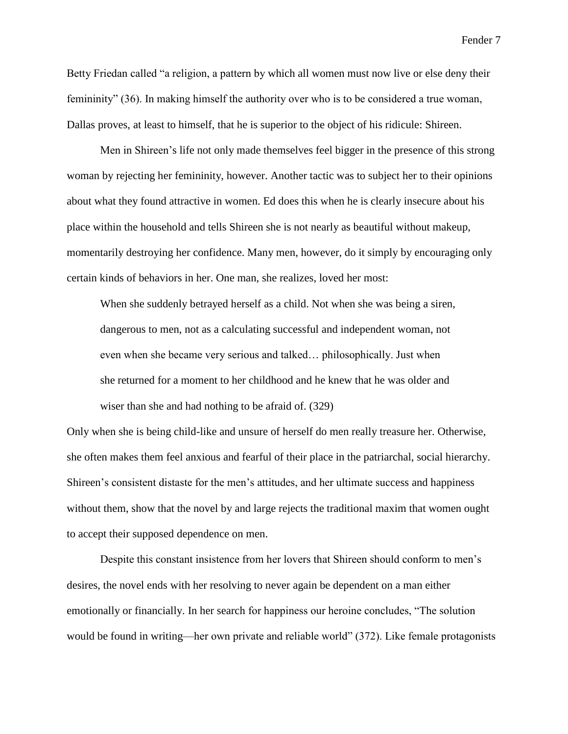Betty Friedan called "a religion, a pattern by which all women must now live or else deny their femininity" (36). In making himself the authority over who is to be considered a true woman, Dallas proves, at least to himself, that he is superior to the object of his ridicule: Shireen.

Men in Shireen's life not only made themselves feel bigger in the presence of this strong woman by rejecting her femininity, however. Another tactic was to subject her to their opinions about what they found attractive in women. Ed does this when he is clearly insecure about his place within the household and tells Shireen she is not nearly as beautiful without makeup, momentarily destroying her confidence. Many men, however, do it simply by encouraging only certain kinds of behaviors in her. One man, she realizes, loved her most:

> When she suddenly betrayed herself as a child. Not when she was being a siren, dangerous to men, not as a calculating successful and independent woman, not even when she became very serious and talked… philosophically. Just when she returned for a moment to her childhood and he knew that he was older and wiser than she and had nothing to be afraid of. (329)

Only when she is being child-like and unsure of herself do men really treasure her. Otherwise, she often makes them feel anxious and fearful of their place in the patriarchal, social hierarchy. Shireen's consistent distaste for the men's attitudes, and her ultimate success and happiness without them, show that the novel by and large rejects the traditional maxim that women ought to accept their supposed dependence on men.

Despite this constant insistence from her lovers that Shireen should conform to men's desires, the novel ends with her resolving to never again be dependent on a man either emotionally or financially. In her search for happiness our heroine concludes, "The solution would be found in writing—her own private and reliable world" (372). Like female protagonists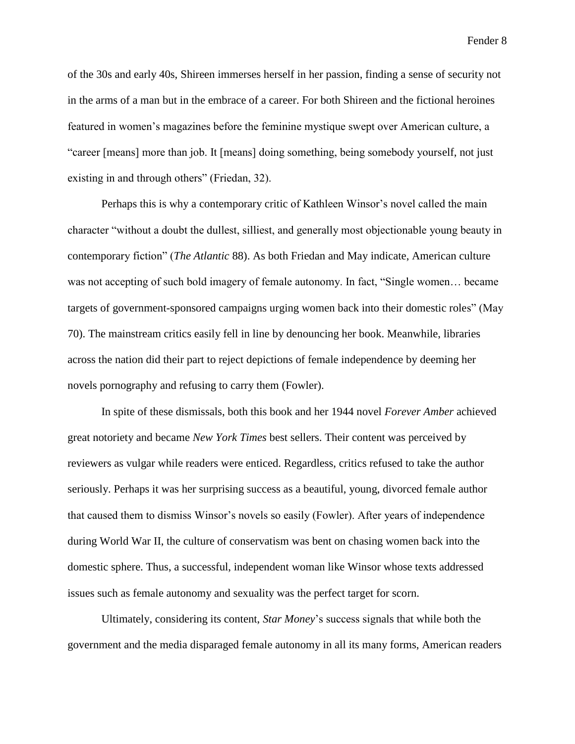of the 30s and early 40s, Shireen immerses herself in her passion, finding a sense of security not in the arms of a man but in the embrace of a career. For both Shireen and the fictional heroines featured in women's magazines before the feminine mystique swept over American culture, a "career [means] more than job. It [means] doing something, being somebody yourself, not just existing in and through others" (Friedan, 32).

Perhaps this is why a contemporary critic of Kathleen Winsor's novel called the main character "without a doubt the dullest, silliest, and generally most objectionable young beauty in contemporary fiction" (*The Atlantic* 88). As both Friedan and May indicate, American culture was not accepting of such bold imagery of female autonomy. In fact, "Single women… became targets of government-sponsored campaigns urging women back into their domestic roles" (May 70). The mainstream critics easily fell in line by denouncing her book. Meanwhile, libraries across the nation did their part to reject depictions of female independence by deeming her novels pornography and refusing to carry them (Fowler).

In spite of these dismissals, both this book and her 1944 novel *Forever Amber* achieved great notoriety and became *New York Times* best sellers. Their content was perceived by reviewers as vulgar while readers were enticed. Regardless, critics refused to take the author seriously. Perhaps it was her surprising success as a beautiful, young, divorced female author that caused them to dismiss Winsor's novels so easily (Fowler). After years of independence during World War II, the culture of conservatism was bent on chasing women back into the domestic sphere. Thus, a successful, independent woman like Winsor whose texts addressed issues such as female autonomy and sexuality was the perfect target for scorn.

Ultimately, considering its content, *Star Money*'s success signals that while both the government and the media disparaged female autonomy in all its many forms, American readers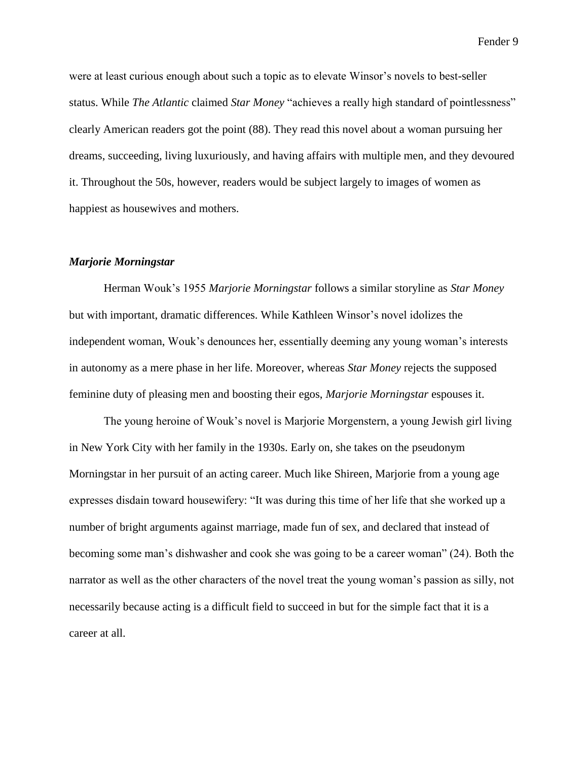were at least curious enough about such a topic as to elevate Winsor's novels to best-seller status. While *The Atlantic* claimed *Star Money* "achieves a really high standard of pointlessness" clearly American readers got the point (88). They read this novel about a woman pursuing her dreams, succeeding, living luxuriously, and having affairs with multiple men, and they devoured it. Throughout the 50s, however, readers would be subject largely to images of women as happiest as housewives and mothers.

### *Marjorie Morningstar*

Herman Wouk's 1955 *Marjorie Morningstar* follows a similar storyline as *Star Money* but with important, dramatic differences. While Kathleen Winsor's novel idolizes the independent woman, Wouk's denounces her, essentially deeming any young woman's interests in autonomy as a mere phase in her life. Moreover, whereas *Star Money* rejects the supposed feminine duty of pleasing men and boosting their egos, *Marjorie Morningstar* espouses it.

The young heroine of Wouk's novel is Marjorie Morgenstern, a young Jewish girl living in New York City with her family in the 1930s. Early on, she takes on the pseudonym Morningstar in her pursuit of an acting career. Much like Shireen, Marjorie from a young age expresses disdain toward housewifery: "It was during this time of her life that she worked up a number of bright arguments against marriage, made fun of sex, and declared that instead of becoming some man's dishwasher and cook she was going to be a career woman" (24). Both the narrator as well as the other characters of the novel treat the young woman's passion as silly, not necessarily because acting is a difficult field to succeed in but for the simple fact that it is a career at all.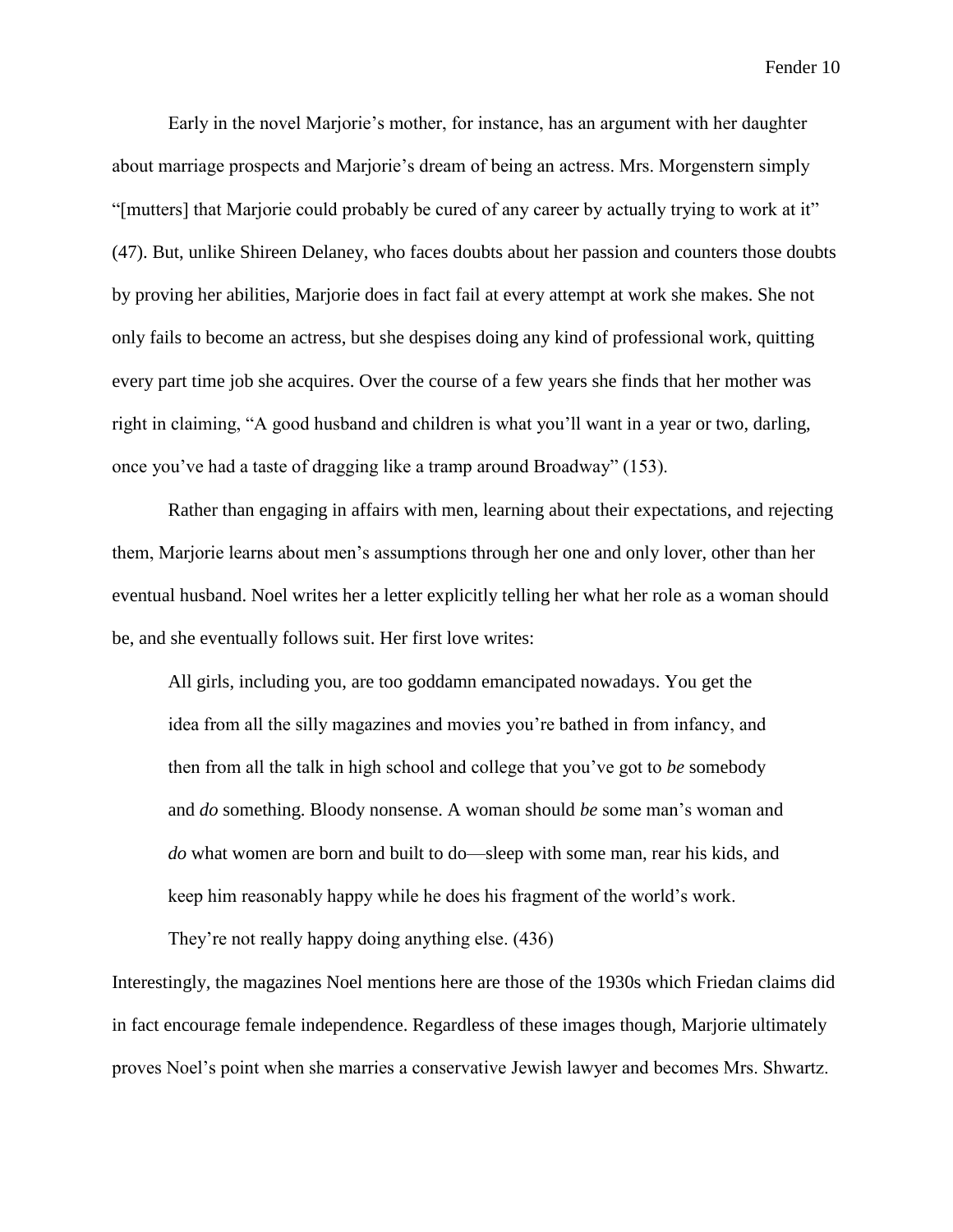Early in the novel Marjorie's mother, for instance, has an argument with her daughter about marriage prospects and Marjorie's dream of being an actress. Mrs. Morgenstern simply "[mutters] that Marjorie could probably be cured of any career by actually trying to work at it" (47). But, unlike Shireen Delaney, who faces doubts about her passion and counters those doubts by proving her abilities, Marjorie does in fact fail at every attempt at work she makes. She not only fails to become an actress, but she despises doing any kind of professional work, quitting every part time job she acquires. Over the course of a few years she finds that her mother was right in claiming, "A good husband and children is what you'll want in a year or two, darling, once you've had a taste of dragging like a tramp around Broadway" (153).

Rather than engaging in affairs with men, learning about their expectations, and rejecting them, Marjorie learns about men's assumptions through her one and only lover, other than her eventual husband. Noel writes her a letter explicitly telling her what her role as a woman should be, and she eventually follows suit. Her first love writes:

> All girls, including you, are too goddamn emancipated nowadays. You get the idea from all the silly magazines and movies you're bathed in from infancy, and then from all the talk in high school and college that you've got to *be* somebody and *do* something. Bloody nonsense. A woman should *be* some man's woman and *do* what women are born and built to do—sleep with some man, rear his kids, and keep him reasonably happy while he does his fragment of the world's work. They're not really happy doing anything else. (436)

Interestingly, the magazines Noel mentions here are those of the 1930s which Friedan claims did in fact encourage female independence. Regardless of these images though, Marjorie ultimately proves Noel's point when she marries a conservative Jewish lawyer and becomes Mrs. Shwartz.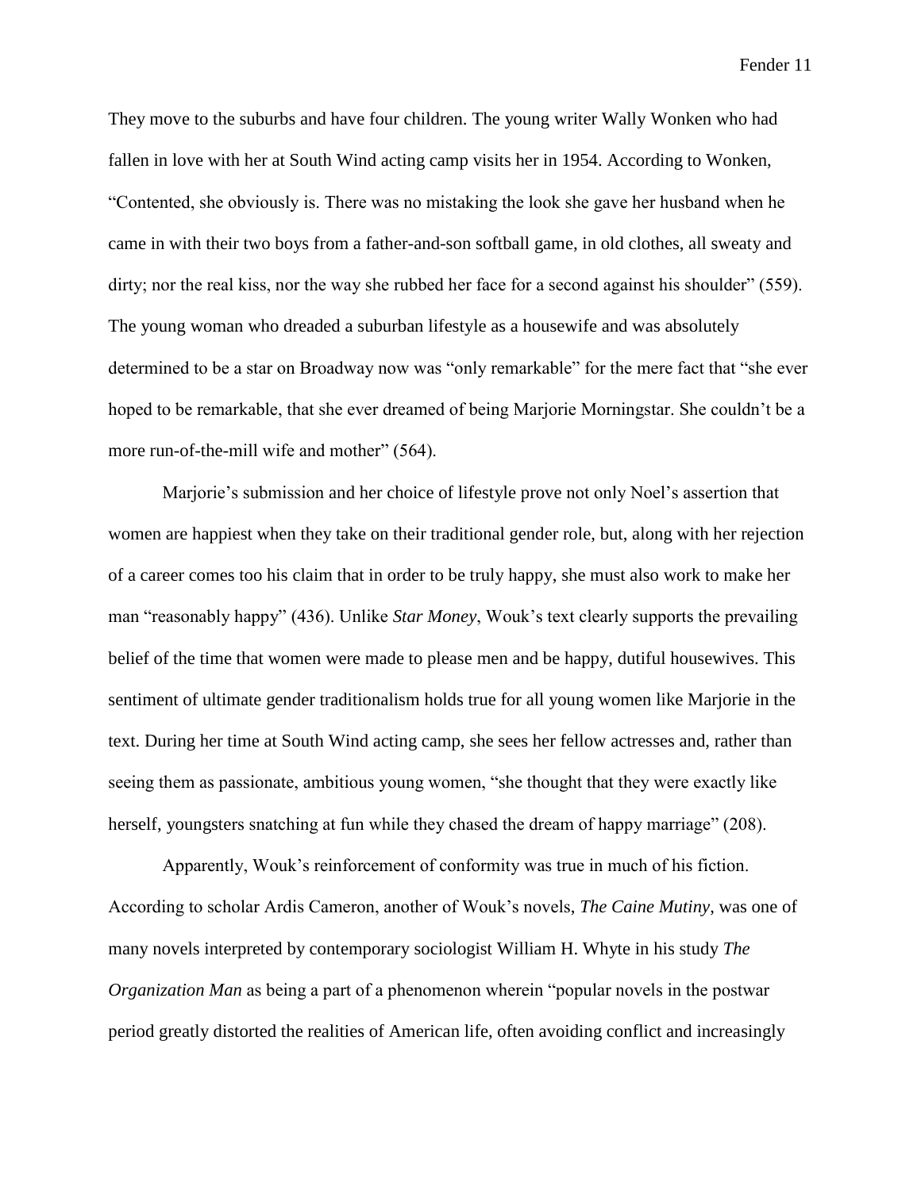They move to the suburbs and have four children. The young writer Wally Wonken who had fallen in love with her at South Wind acting camp visits her in 1954. According to Wonken, "Contented, she obviously is. There was no mistaking the look she gave her husband when he came in with their two boys from a father-and-son softball game, in old clothes, all sweaty and dirty; nor the real kiss, nor the way she rubbed her face for a second against his shoulder" (559). The young woman who dreaded a suburban lifestyle as a housewife and was absolutely determined to be a star on Broadway now was "only remarkable" for the mere fact that "she ever hoped to be remarkable, that she ever dreamed of being Marjorie Morningstar. She couldn't be a more run-of-the-mill wife and mother" (564).

Marjorie's submission and her choice of lifestyle prove not only Noel's assertion that women are happiest when they take on their traditional gender role, but, along with her rejection of a career comes too his claim that in order to be truly happy, she must also work to make her man "reasonably happy" (436). Unlike *Star Money*, Wouk's text clearly supports the prevailing belief of the time that women were made to please men and be happy, dutiful housewives. This sentiment of ultimate gender traditionalism holds true for all young women like Marjorie in the text. During her time at South Wind acting camp, she sees her fellow actresses and, rather than seeing them as passionate, ambitious young women, "she thought that they were exactly like herself, youngsters snatching at fun while they chased the dream of happy marriage" (208).

Apparently, Wouk's reinforcement of conformity was true in much of his fiction. According to scholar Ardis Cameron, another of Wouk's novels, *The Caine Mutiny*, was one of many novels interpreted by contemporary sociologist William H. Whyte in his study *The Organization Man* as being a part of a phenomenon wherein "popular novels in the postwar period greatly distorted the realities of American life, often avoiding conflict and increasingly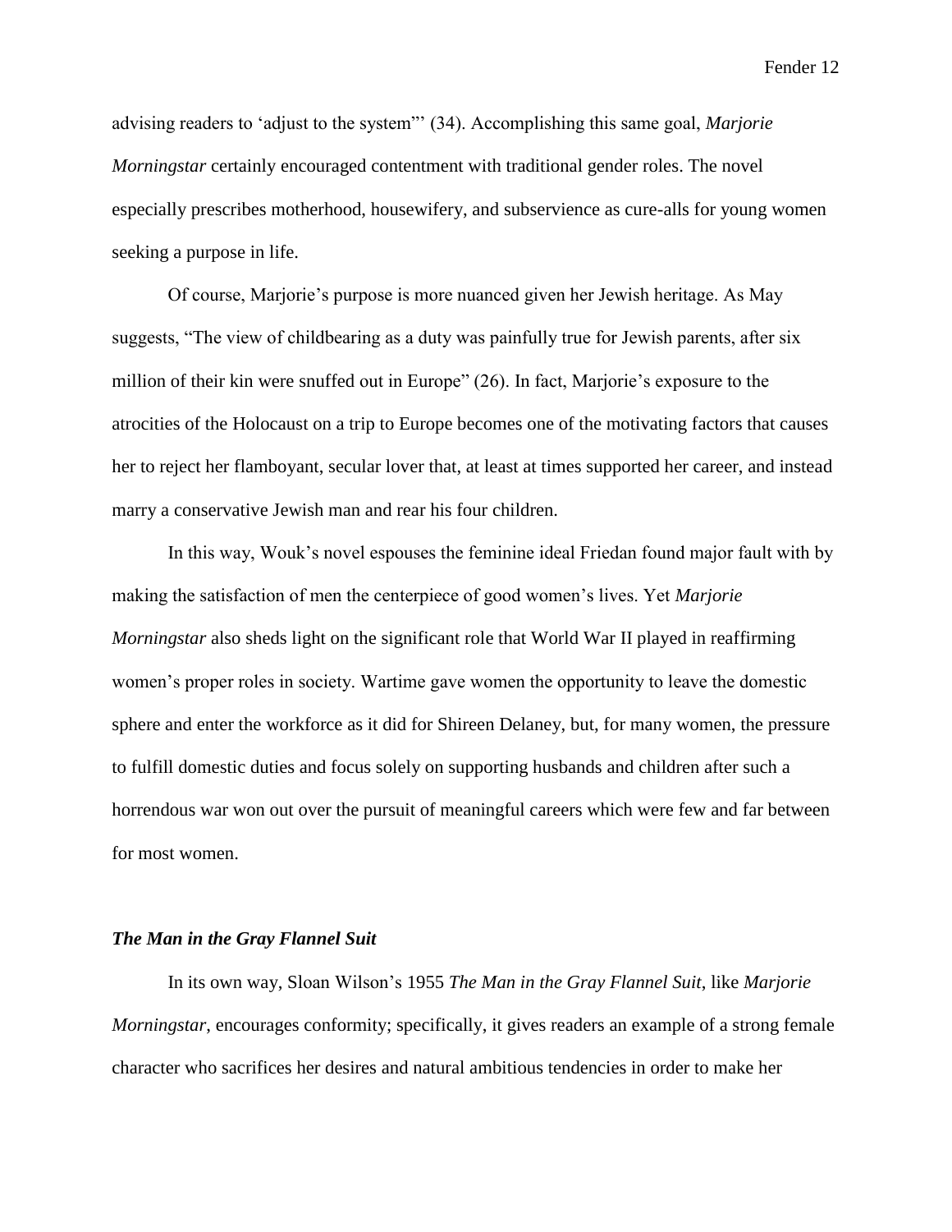advising readers to 'adjust to the system"' (34). Accomplishing this same goal, *Marjorie Morningstar* certainly encouraged contentment with traditional gender roles. The novel especially prescribes motherhood, housewifery, and subservience as cure-alls for young women seeking a purpose in life.

Of course, Marjorie's purpose is more nuanced given her Jewish heritage. As May suggests, "The view of childbearing as a duty was painfully true for Jewish parents, after six million of their kin were snuffed out in Europe" (26). In fact, Marjorie's exposure to the atrocities of the Holocaust on a trip to Europe becomes one of the motivating factors that causes her to reject her flamboyant, secular lover that, at least at times supported her career, and instead marry a conservative Jewish man and rear his four children.

In this way, Wouk's novel espouses the feminine ideal Friedan found major fault with by making the satisfaction of men the centerpiece of good women's lives. Yet *Marjorie Morningstar* also sheds light on the significant role that World War II played in reaffirming women's proper roles in society. Wartime gave women the opportunity to leave the domestic sphere and enter the workforce as it did for Shireen Delaney, but, for many women, the pressure to fulfill domestic duties and focus solely on supporting husbands and children after such a horrendous war won out over the pursuit of meaningful careers which were few and far between for most women.

### *The Man in the Gray Flannel Suit*

In its own way, Sloan Wilson's 1955 *The Man in the Gray Flannel Suit*, like *Marjorie Morningstar*, encourages conformity; specifically, it gives readers an example of a strong female character who sacrifices her desires and natural ambitious tendencies in order to make her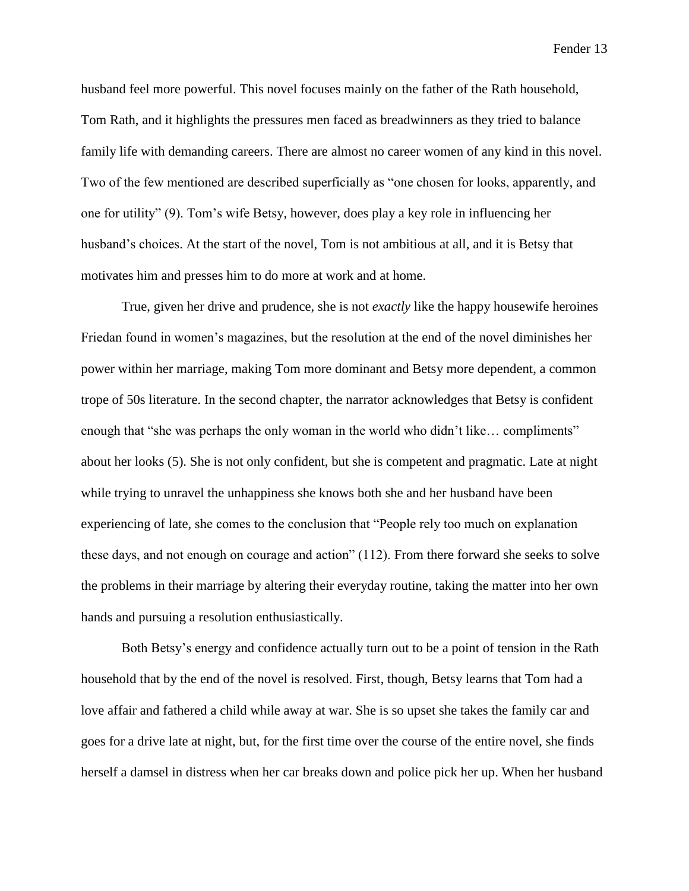husband feel more powerful. This novel focuses mainly on the father of the Rath household, Tom Rath, and it highlights the pressures men faced as breadwinners as they tried to balance family life with demanding careers. There are almost no career women of any kind in this novel. Two of the few mentioned are described superficially as "one chosen for looks, apparently, and one for utility" (9). Tom's wife Betsy, however, does play a key role in influencing her husband's choices. At the start of the novel, Tom is not ambitious at all, and it is Betsy that motivates him and presses him to do more at work and at home.

True, given her drive and prudence, she is not *exactly* like the happy housewife heroines Friedan found in women's magazines, but the resolution at the end of the novel diminishes her power within her marriage, making Tom more dominant and Betsy more dependent, a common trope of 50s literature. In the second chapter, the narrator acknowledges that Betsy is confident enough that "she was perhaps the only woman in the world who didn't like… compliments" about her looks (5). She is not only confident, but she is competent and pragmatic. Late at night while trying to unravel the unhappiness she knows both she and her husband have been experiencing of late, she comes to the conclusion that "People rely too much on explanation these days, and not enough on courage and action" (112). From there forward she seeks to solve the problems in their marriage by altering their everyday routine, taking the matter into her own hands and pursuing a resolution enthusiastically.

Both Betsy's energy and confidence actually turn out to be a point of tension in the Rath household that by the end of the novel is resolved. First, though, Betsy learns that Tom had a love affair and fathered a child while away at war. She is so upset she takes the family car and goes for a drive late at night, but, for the first time over the course of the entire novel, she finds herself a damsel in distress when her car breaks down and police pick her up. When her husband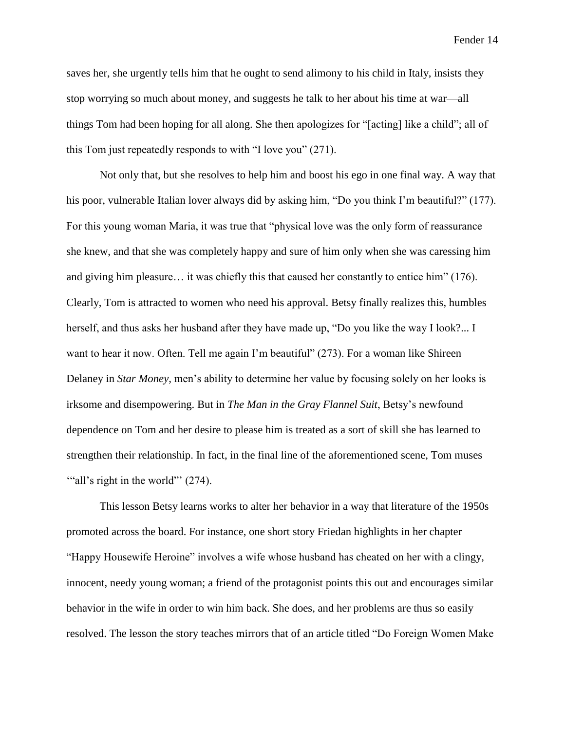saves her, she urgently tells him that he ought to send alimony to his child in Italy, insists they stop worrying so much about money, and suggests he talk to her about his time at war—all things Tom had been hoping for all along. She then apologizes for "[acting] like a child"; all of this Tom just repeatedly responds to with "I love you" (271).

Not only that, but she resolves to help him and boost his ego in one final way. A way that his poor, vulnerable Italian lover always did by asking him, "Do you think I'm beautiful?" (177). For this young woman Maria, it was true that "physical love was the only form of reassurance she knew, and that she was completely happy and sure of him only when she was caressing him and giving him pleasure… it was chiefly this that caused her constantly to entice him" (176). Clearly, Tom is attracted to women who need his approval. Betsy finally realizes this, humbles herself, and thus asks her husband after they have made up, "Do you like the way I look?... I want to hear it now. Often. Tell me again I'm beautiful" (273). For a woman like Shireen Delaney in *Star Money*, men's ability to determine her value by focusing solely on her looks is irksome and disempowering. But in *The Man in the Gray Flannel Suit*, Betsy's newfound dependence on Tom and her desire to please him is treated as a sort of skill she has learned to strengthen their relationship. In fact, in the final line of the aforementioned scene, Tom muses '"all's right in the world"' (274).

This lesson Betsy learns works to alter her behavior in a way that literature of the 1950s promoted across the board. For instance, one short story Friedan highlights in her chapter "Happy Housewife Heroine" involves a wife whose husband has cheated on her with a clingy, innocent, needy young woman; a friend of the protagonist points this out and encourages similar behavior in the wife in order to win him back. She does, and her problems are thus so easily resolved. The lesson the story teaches mirrors that of an article titled "Do Foreign Women Make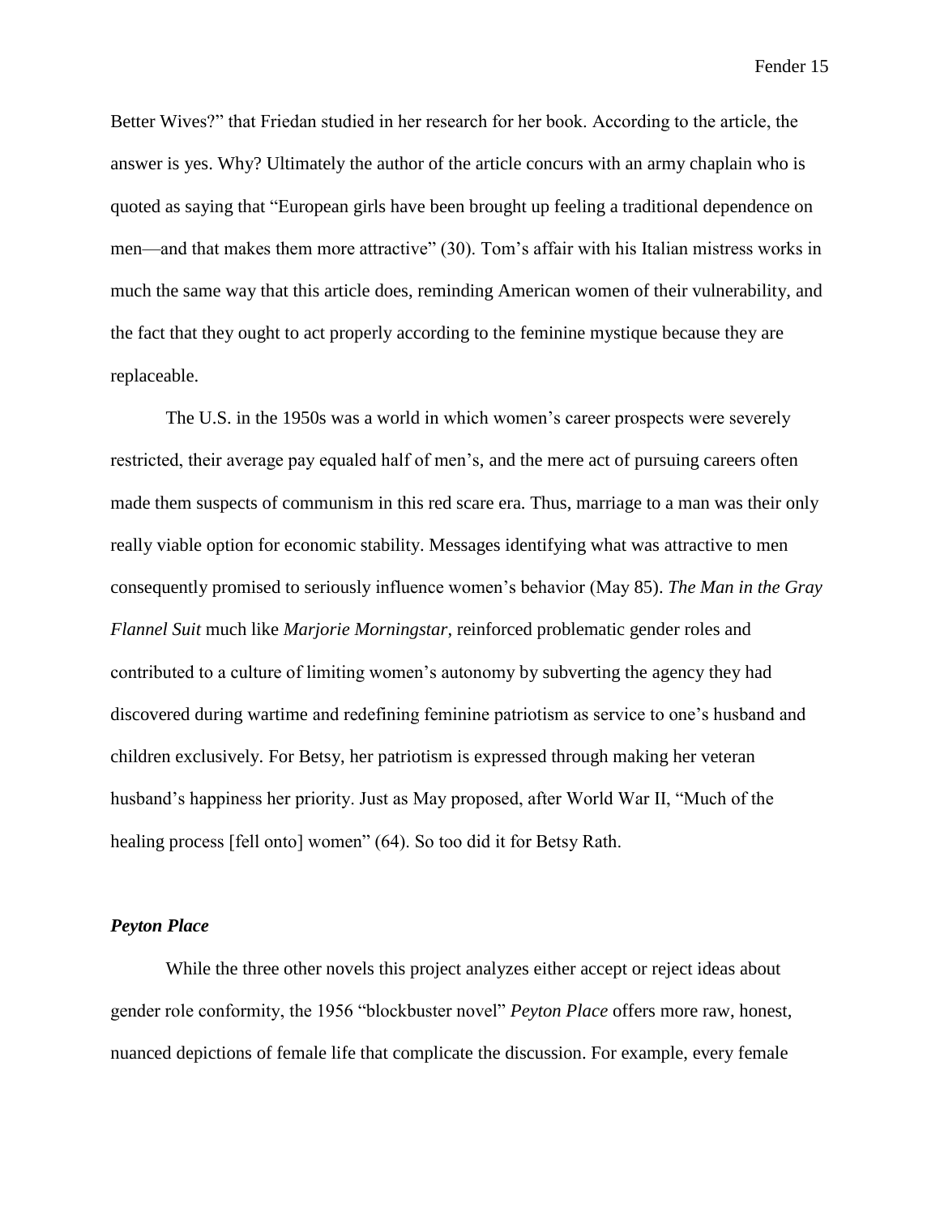Better Wives?" that Friedan studied in her research for her book. According to the article, the answer is yes. Why? Ultimately the author of the article concurs with an army chaplain who is quoted as saying that "European girls have been brought up feeling a traditional dependence on men—and that makes them more attractive" (30). Tom's affair with his Italian mistress works in much the same way that this article does, reminding American women of their vulnerability, and the fact that they ought to act properly according to the feminine mystique because they are replaceable.

The U.S. in the 1950s was a world in which women's career prospects were severely restricted, their average pay equaled half of men's, and the mere act of pursuing careers often made them suspects of communism in this red scare era. Thus, marriage to a man was their only really viable option for economic stability. Messages identifying what was attractive to men consequently promised to seriously influence women's behavior (May 85). *The Man in the Gray Flannel Suit* much like *Marjorie Morningstar*, reinforced problematic gender roles and contributed to a culture of limiting women's autonomy by subverting the agency they had discovered during wartime and redefining feminine patriotism as service to one's husband and children exclusively. For Betsy, her patriotism is expressed through making her veteran husband's happiness her priority. Just as May proposed, after World War II, "Much of the healing process [fell onto] women" (64). So too did it for Betsy Rath.

### *Peyton Place*

While the three other novels this project analyzes either accept or reject ideas about gender role conformity, the 1956 "blockbuster novel" *Peyton Place* offers more raw, honest, nuanced depictions of female life that complicate the discussion. For example, every female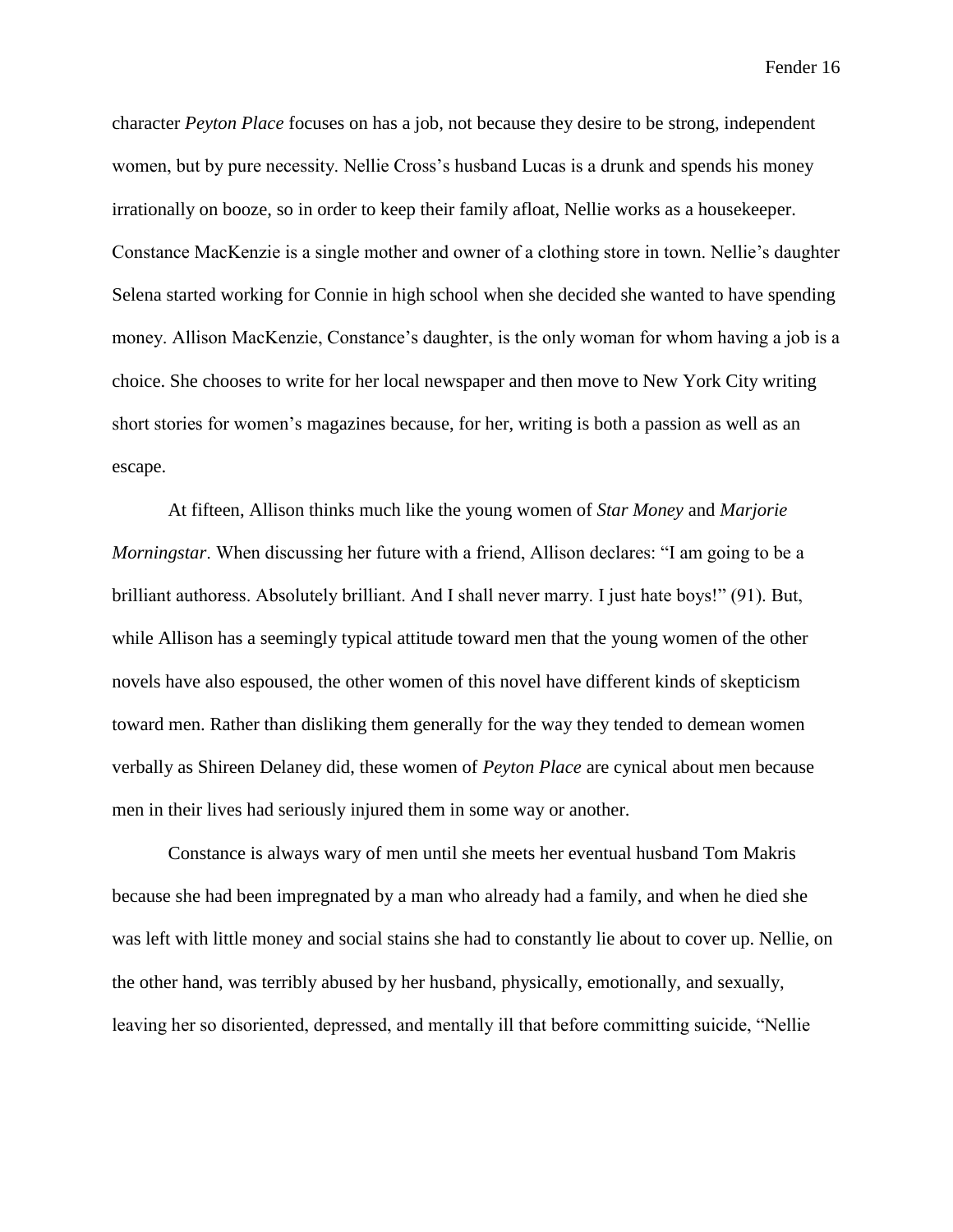character *Peyton Place* focuses on has a job, not because they desire to be strong, independent women, but by pure necessity. Nellie Cross's husband Lucas is a drunk and spends his money irrationally on booze, so in order to keep their family afloat, Nellie works as a housekeeper. Constance MacKenzie is a single mother and owner of a clothing store in town. Nellie's daughter Selena started working for Connie in high school when she decided she wanted to have spending money. Allison MacKenzie, Constance's daughter, is the only woman for whom having a job is a choice. She chooses to write for her local newspaper and then move to New York City writing short stories for women's magazines because, for her, writing is both a passion as well as an escape.

At fifteen, Allison thinks much like the young women of *Star Money* and *Marjorie Morningstar*. When discussing her future with a friend, Allison declares: "I am going to be a brilliant authoress. Absolutely brilliant. And I shall never marry. I just hate boys!" (91). But, while Allison has a seemingly typical attitude toward men that the young women of the other novels have also espoused, the other women of this novel have different kinds of skepticism toward men. Rather than disliking them generally for the way they tended to demean women verbally as Shireen Delaney did, these women of *Peyton Place* are cynical about men because men in their lives had seriously injured them in some way or another.

Constance is always wary of men until she meets her eventual husband Tom Makris because she had been impregnated by a man who already had a family, and when he died she was left with little money and social stains she had to constantly lie about to cover up. Nellie, on the other hand, was terribly abused by her husband, physically, emotionally, and sexually, leaving her so disoriented, depressed, and mentally ill that before committing suicide, "Nellie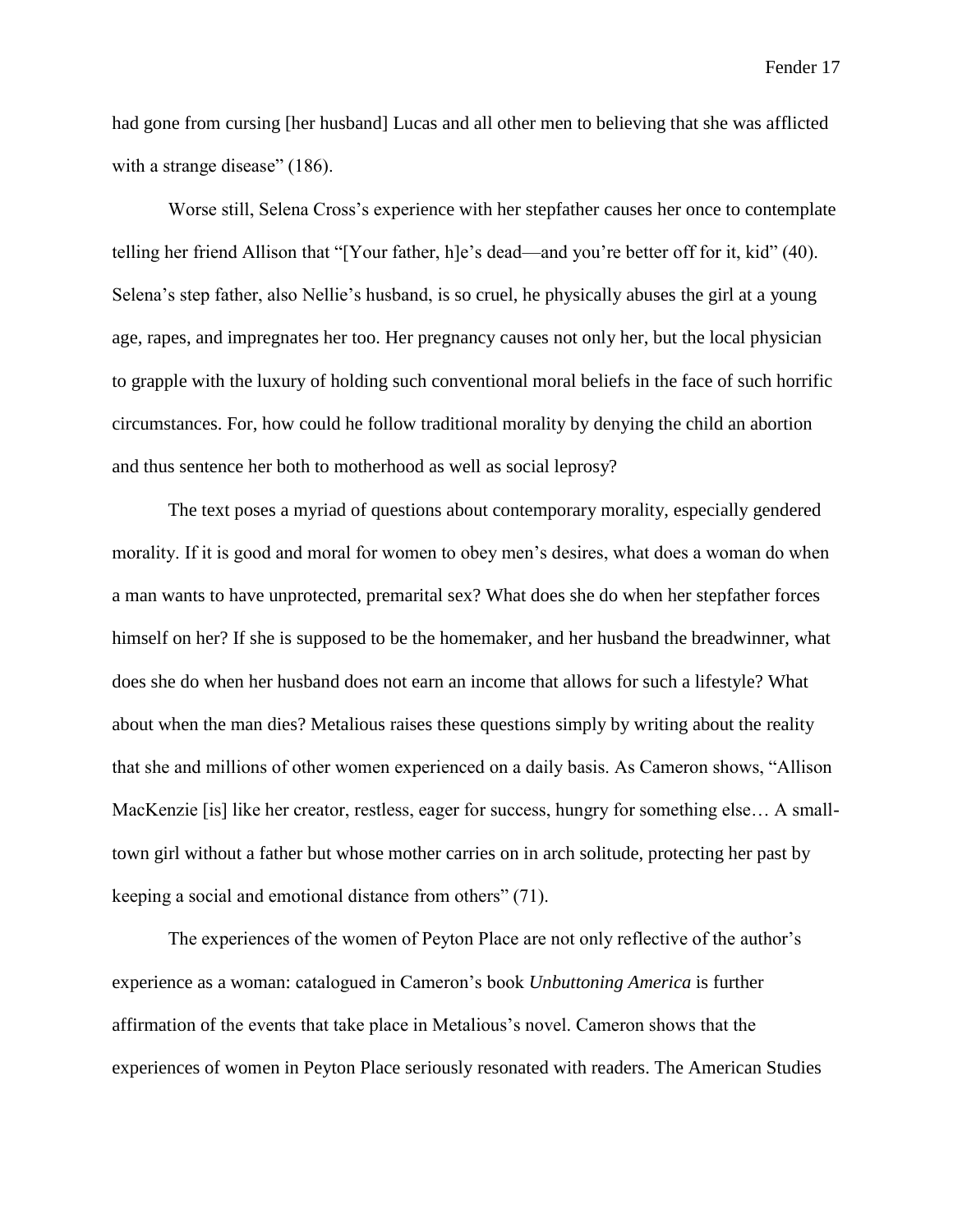had gone from cursing [her husband] Lucas and all other men to believing that she was afflicted with a strange disease" (186).

Worse still, Selena Cross's experience with her stepfather causes her once to contemplate telling her friend Allison that "[Your father, h]e's dead—and you're better off for it, kid" (40). Selena's step father, also Nellie's husband, is so cruel, he physically abuses the girl at a young age, rapes, and impregnates her too. Her pregnancy causes not only her, but the local physician to grapple with the luxury of holding such conventional moral beliefs in the face of such horrific circumstances. For, how could he follow traditional morality by denying the child an abortion and thus sentence her both to motherhood as well as social leprosy?

The text poses a myriad of questions about contemporary morality, especially gendered morality. If it is good and moral for women to obey men's desires, what does a woman do when a man wants to have unprotected, premarital sex? What does she do when her stepfather forces himself on her? If she is supposed to be the homemaker, and her husband the breadwinner, what does she do when her husband does not earn an income that allows for such a lifestyle? What about when the man dies? Metalious raises these questions simply by writing about the reality that she and millions of other women experienced on a daily basis. As Cameron shows, "Allison MacKenzie [is] like her creator, restless, eager for success, hungry for something else… A small-town girl without a father but whose mother carries on in arch solitude, protecting her past by keeping a social and emotional distance from others" (71).

The experiences of the women of Peyton Place are not only reflective of the author's experience as a woman: catalogued in Cameron's book *Unbuttoning America* is further affirmation of the events that take place in Metalious's novel. Cameron shows that the experiences of women in Peyton Place seriously resonated with readers. The American Studies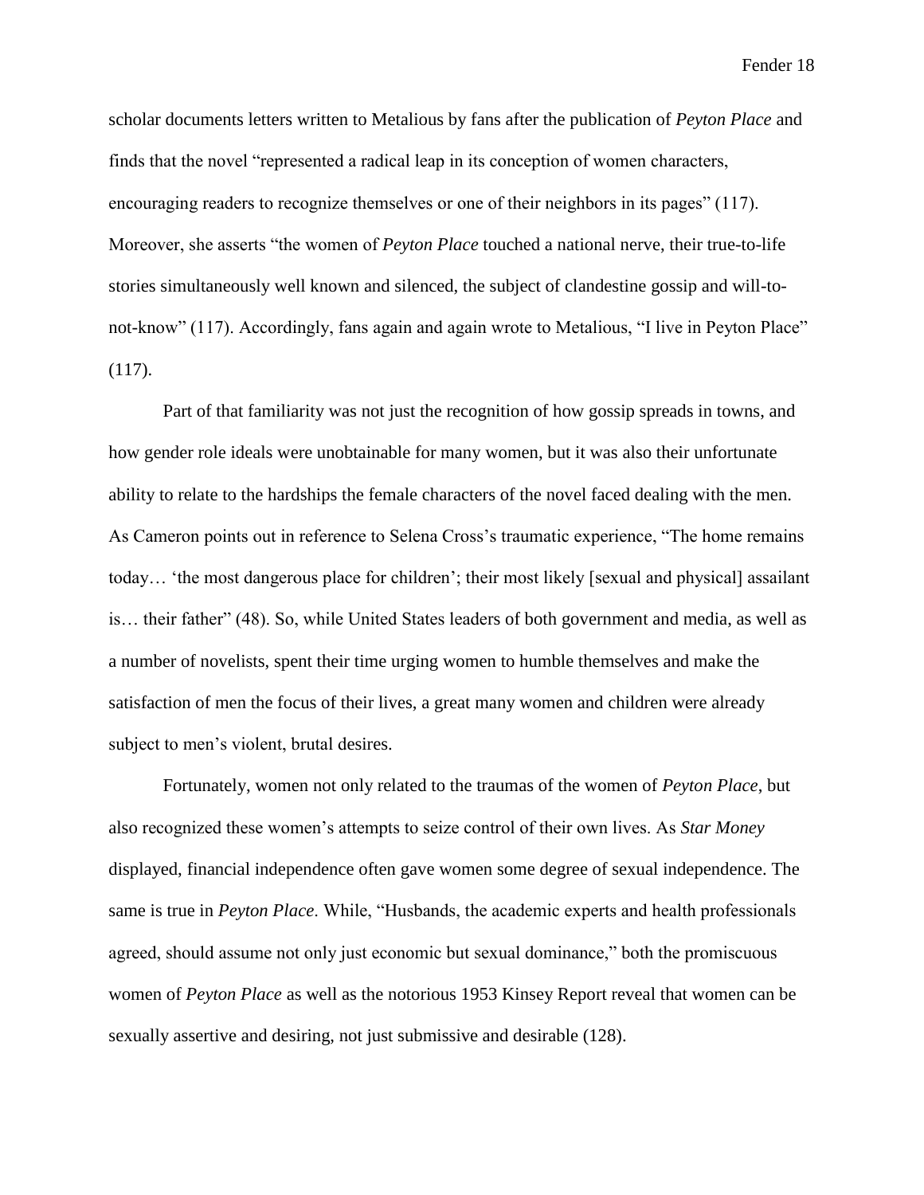scholar documents letters written to Metalious by fans after the publication of *Peyton Place* and finds that the novel "represented a radical leap in its conception of women characters, encouraging readers to recognize themselves or one of their neighbors in its pages" (117). Moreover, she asserts "the women of *Peyton Place* touched a national nerve, their true-to-life stories simultaneously well known and silenced, the subject of clandestine gossip and will-to-not-know" (117). Accordingly, fans again and again wrote to Metalious, "I live in Peyton Place" (117).

Part of that familiarity was not just the recognition of how gossip spreads in towns, and how gender role ideals were unobtainable for many women, but it was also their unfortunate ability to relate to the hardships the female characters of the novel faced dealing with the men. As Cameron points out in reference to Selena Cross's traumatic experience, "The home remains today… 'the most dangerous place for children'; their most likely [sexual and physical] assailant is… their father" (48). So, while United States leaders of both government and media, as well as a number of novelists, spent their time urging women to humble themselves and make the satisfaction of men the focus of their lives, a great many women and children were already subject to men's violent, brutal desires.

Fortunately, women not only related to the traumas of the women of *Peyton Place*, but also recognized these women's attempts to seize control of their own lives. As *Star Money* displayed, financial independence often gave women some degree of sexual independence. The same is true in *Peyton Place*. While, "Husbands, the academic experts and health professionals agreed, should assume not only just economic but sexual dominance," both the promiscuous women of *Peyton Place* as well as the notorious 1953 Kinsey Report reveal that women can be sexually assertive and desiring, not just submissive and desirable (128).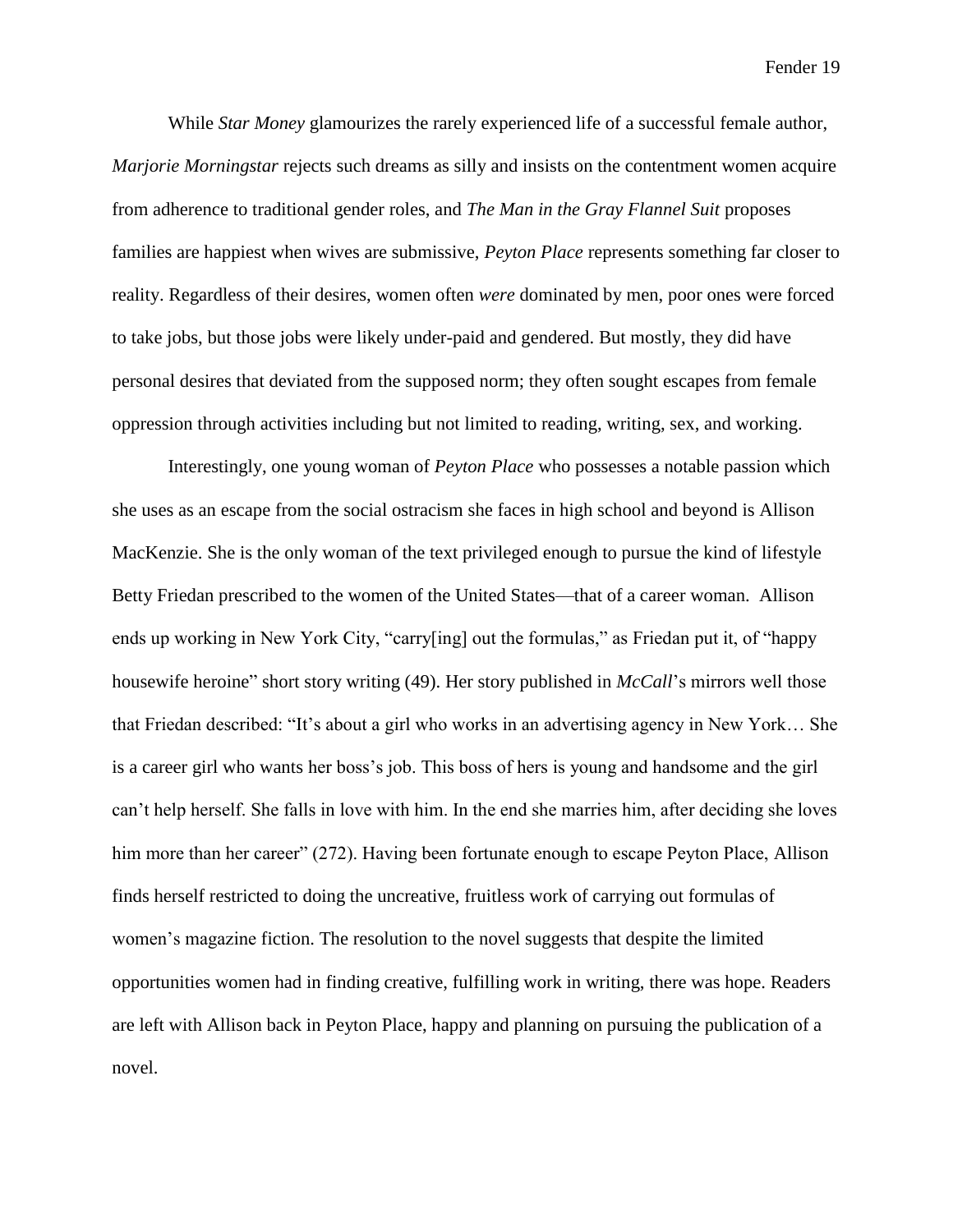While *Star Money* glamourizes the rarely experienced life of a successful female author, *Marjorie Morningstar* rejects such dreams as silly and insists on the contentment women acquire from adherence to traditional gender roles, and *The Man in the Gray Flannel Suit* proposes families are happiest when wives are submissive, *Peyton Place* represents something far closer to reality. Regardless of their desires, women often *were* dominated by men, poor ones were forced to take jobs, but those jobs were likely under-paid and gendered. But mostly, they did have personal desires that deviated from the supposed norm; they often sought escapes from female oppression through activities including but not limited to reading, writing, sex, and working.

Interestingly, one young woman of *Peyton Place* who possesses a notable passion which she uses as an escape from the social ostracism she faces in high school and beyond is Allison MacKenzie. She is the only woman of the text privileged enough to pursue the kind of lifestyle Betty Friedan prescribed to the women of the United States—that of a career woman. Allison ends up working in New York City, "carry[ing] out the formulas," as Friedan put it, of "happy housewife heroine" short story writing (49). Her story published in *McCall*'s mirrors well those that Friedan described: "It's about a girl who works in an advertising agency in New York… She is a career girl who wants her boss's job. This boss of hers is young and handsome and the girl can't help herself. She falls in love with him. In the end she marries him, after deciding she loves him more than her career" (272). Having been fortunate enough to escape Peyton Place, Allison finds herself restricted to doing the uncreative, fruitless work of carrying out formulas of women's magazine fiction. The resolution to the novel suggests that despite the limited opportunities women had in finding creative, fulfilling work in writing, there was hope. Readers are left with Allison back in Peyton Place, happy and planning on pursuing the publication of a novel.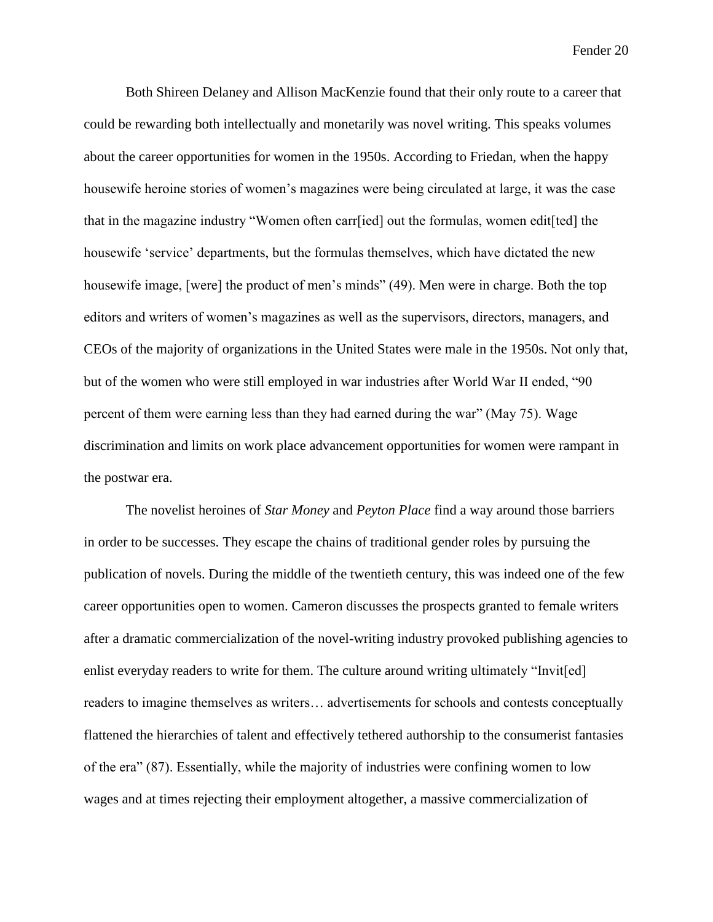Both Shireen Delaney and Allison MacKenzie found that their only route to a career that could be rewarding both intellectually and monetarily was novel writing. This speaks volumes about the career opportunities for women in the 1950s. According to Friedan, when the happy housewife heroine stories of women's magazines were being circulated at large, it was the case that in the magazine industry "Women often carr[ied] out the formulas, women edit[ted] the housewife 'service' departments, but the formulas themselves, which have dictated the new housewife image, [were] the product of men's minds" (49). Men were in charge. Both the top editors and writers of women's magazines as well as the supervisors, directors, managers, and CEOs of the majority of organizations in the United States were male in the 1950s. Not only that, but of the women who were still employed in war industries after World War II ended, "90 percent of them were earning less than they had earned during the war" (May 75). Wage discrimination and limits on work place advancement opportunities for women were rampant in the postwar era.

The novelist heroines of *Star Money* and *Peyton Place* find a way around those barriers in order to be successes. They escape the chains of traditional gender roles by pursuing the publication of novels. During the middle of the twentieth century, this was indeed one of the few career opportunities open to women. Cameron discusses the prospects granted to female writers after a dramatic commercialization of the novel-writing industry provoked publishing agencies to enlist everyday readers to write for them. The culture around writing ultimately "Invit[ed] readers to imagine themselves as writers… advertisements for schools and contests conceptually flattened the hierarchies of talent and effectively tethered authorship to the consumerist fantasies of the era" (87). Essentially, while the majority of industries were confining women to low wages and at times rejecting their employment altogether, a massive commercialization of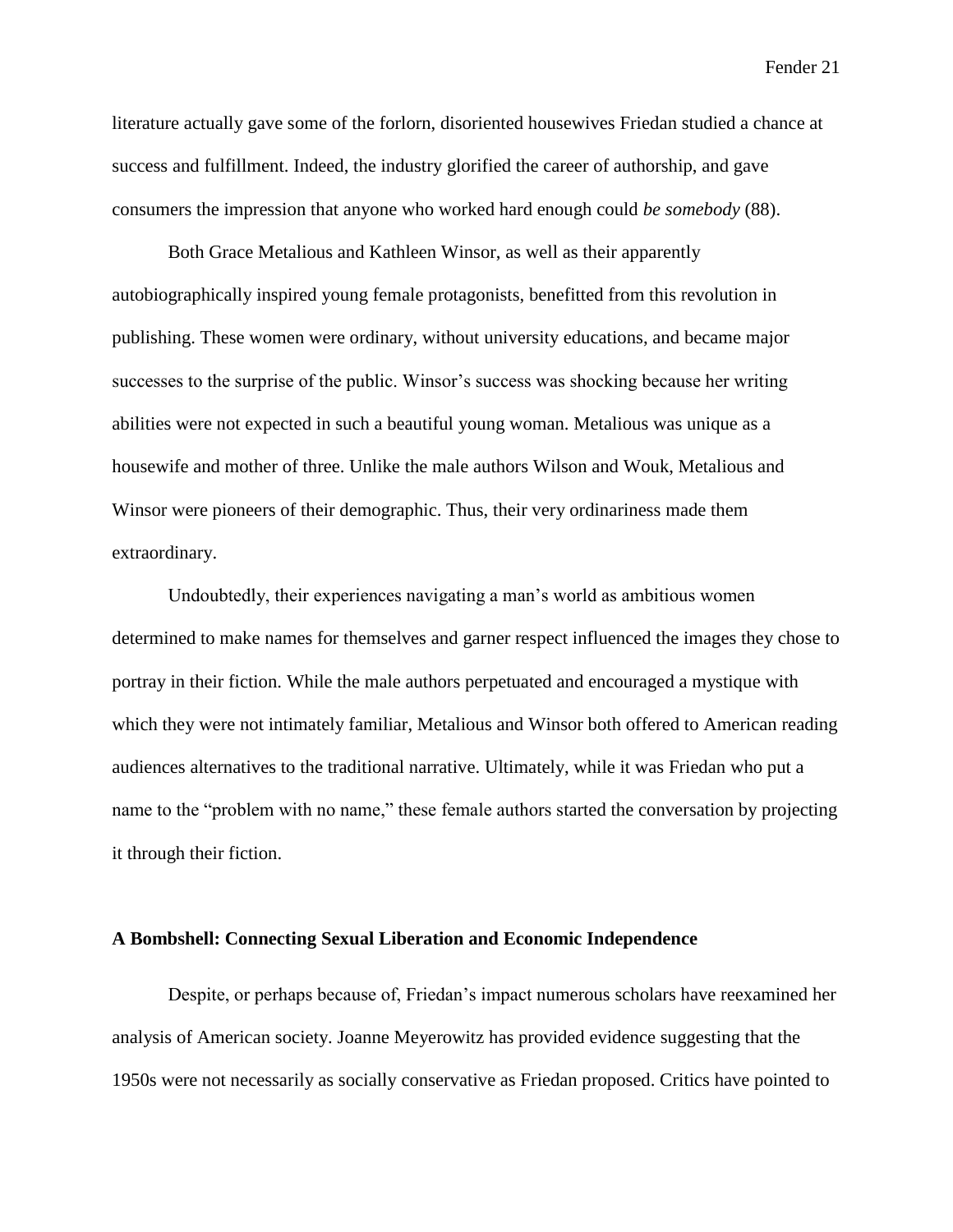literature actually gave some of the forlorn, disoriented housewives Friedan studied a chance at success and fulfillment. Indeed, the industry glorified the career of authorship, and gave consumers the impression that anyone who worked hard enough could *be somebody* (88).

Both Grace Metalious and Kathleen Winsor, as well as their apparently autobiographically inspired young female protagonists, benefitted from this revolution in publishing. These women were ordinary, without university educations, and became major successes to the surprise of the public. Winsor's success was shocking because her writing abilities were not expected in such a beautiful young woman. Metalious was unique as a housewife and mother of three. Unlike the male authors Wilson and Wouk, Metalious and Winsor were pioneers of their demographic. Thus, their very ordinariness made them extraordinary.

Undoubtedly, their experiences navigating a man's world as ambitious women determined to make names for themselves and garner respect influenced the images they chose to portray in their fiction. While the male authors perpetuated and encouraged a mystique with which they were not intimately familiar, Metalious and Winsor both offered to American reading audiences alternatives to the traditional narrative. Ultimately, while it was Friedan who put a name to the "problem with no name," these female authors started the conversation by projecting it through their fiction.

**A Bombshell: Connecting Sexual Liberation and Economic Independence**

Despite, or perhaps because of, Friedan's impact numerous scholars have reexamined her analysis of American society. Joanne Meyerowitz has provided evidence suggesting that the 1950s were not necessarily as socially conservative as Friedan proposed. Critics have pointed to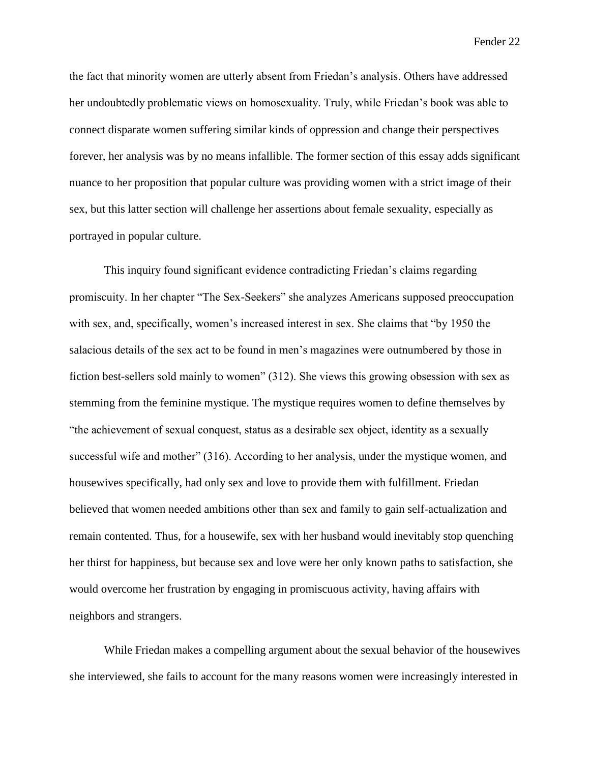the fact that minority women are utterly absent from Friedan's analysis. Others have addressed her undoubtedly problematic views on homosexuality. Truly, while Friedan's book was able to connect disparate women suffering similar kinds of oppression and change their perspectives forever, her analysis was by no means infallible. The former section of this essay adds significant nuance to her proposition that popular culture was providing women with a strict image of their sex, but this latter section will challenge her assertions about female sexuality, especially as portrayed in popular culture.

This inquiry found significant evidence contradicting Friedan's claims regarding promiscuity. In her chapter "The Sex-Seekers" she analyzes Americans supposed preoccupation with sex, and, specifically, women's increased interest in sex. She claims that "by 1950 the salacious details of the sex act to be found in men's magazines were outnumbered by those in fiction best-sellers sold mainly to women" (312). She views this growing obsession with sex as stemming from the feminine mystique. The mystique requires women to define themselves by "the achievement of sexual conquest, status as a desirable sex object, identity as a sexually successful wife and mother" (316). According to her analysis, under the mystique women, and housewives specifically, had only sex and love to provide them with fulfillment. Friedan believed that women needed ambitions other than sex and family to gain self-actualization and remain contented. Thus, for a housewife, sex with her husband would inevitably stop quenching her thirst for happiness, but because sex and love were her only known paths to satisfaction, she would overcome her frustration by engaging in promiscuous activity, having affairs with neighbors and strangers.

While Friedan makes a compelling argument about the sexual behavior of the housewives she interviewed, she fails to account for the many reasons women were increasingly interested in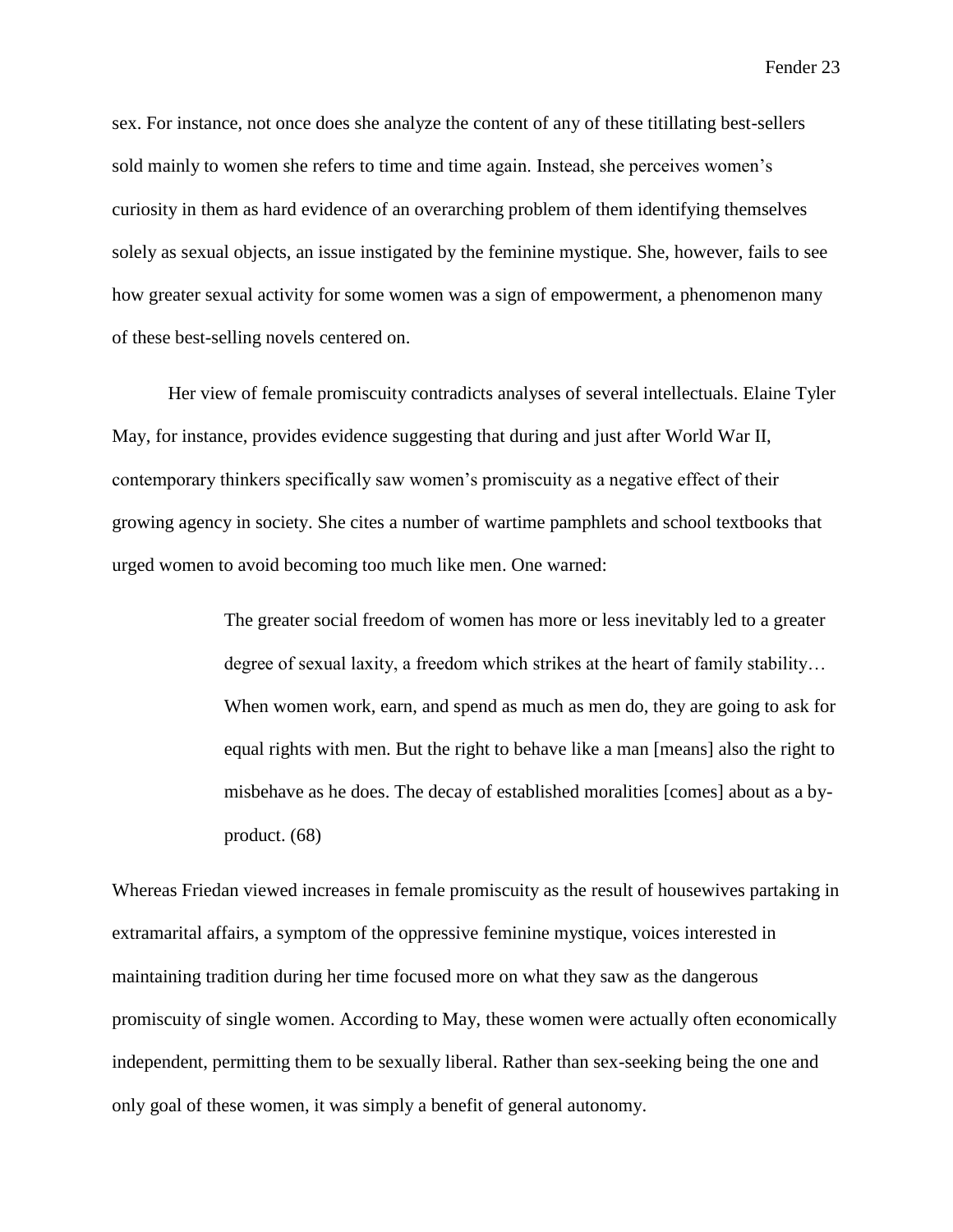sex. For instance, not once does she analyze the content of any of these titillating best-sellers sold mainly to women she refers to time and time again. Instead, she perceives women's curiosity in them as hard evidence of an overarching problem of them identifying themselves solely as sexual objects, an issue instigated by the feminine mystique. She, however, fails to see how greater sexual activity for some women was a sign of empowerment, a phenomenon many of these best-selling novels centered on.

Her view of female promiscuity contradicts analyses of several intellectuals. Elaine Tyler May, for instance, provides evidence suggesting that during and just after World War II, contemporary thinkers specifically saw women's promiscuity as a negative effect of their growing agency in society. She cites a number of wartime pamphlets and school textbooks that urged women to avoid becoming too much like men. One warned:

> The greater social freedom of women has more or less inevitably led to a greater degree of sexual laxity, a freedom which strikes at the heart of family stability… When women work, earn, and spend as much as men do, they are going to ask for equal rights with men. But the right to behave like a man [means] also the right to misbehave as he does. The decay of established moralities [comes] about as a by-product. (68)

Whereas Friedan viewed increases in female promiscuity as the result of housewives partaking in extramarital affairs, a symptom of the oppressive feminine mystique, voices interested in maintaining tradition during her time focused more on what they saw as the dangerous promiscuity of single women. According to May, these women were actually often economically independent, permitting them to be sexually liberal. Rather than sex-seeking being the one and only goal of these women, it was simply a benefit of general autonomy.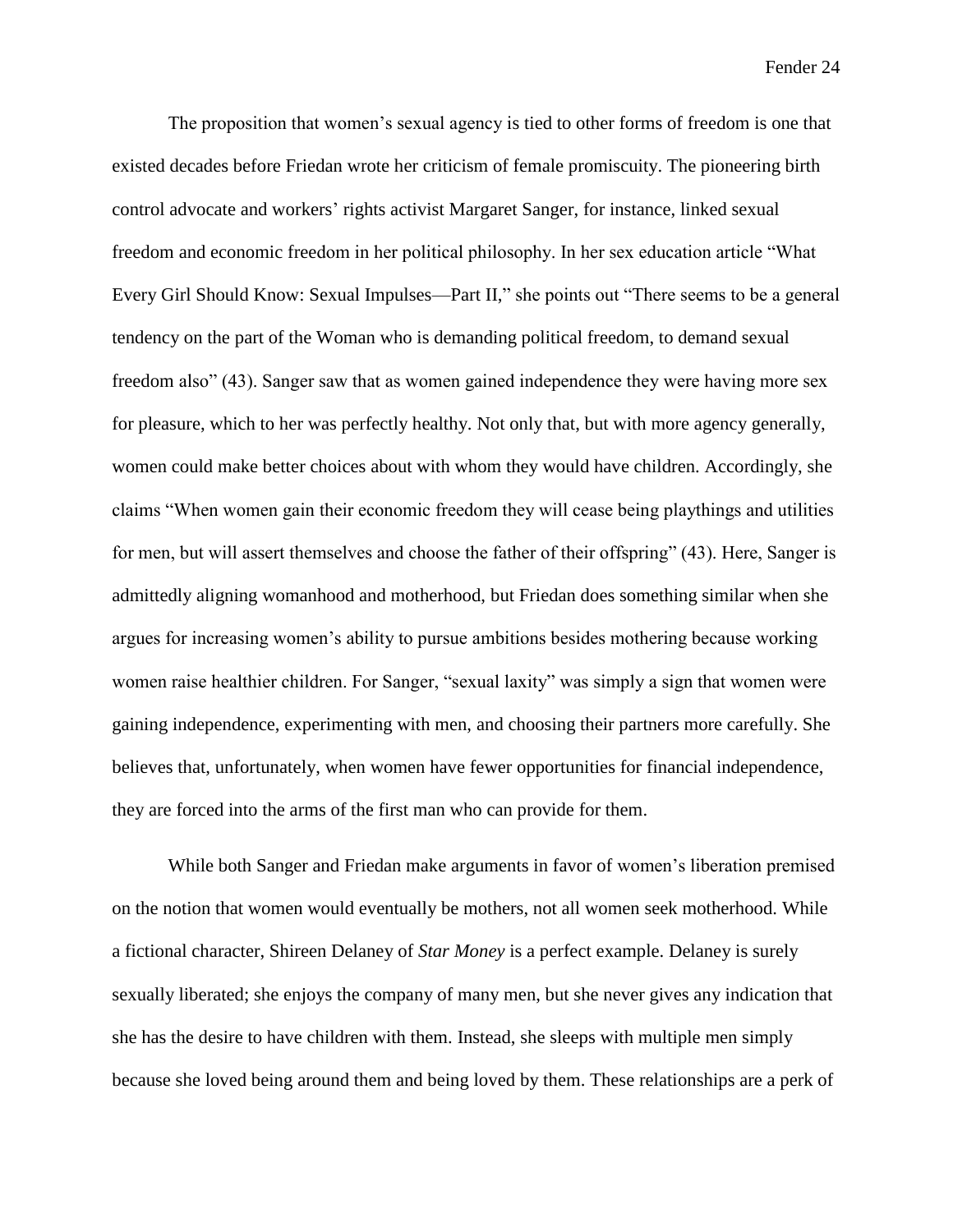The proposition that women's sexual agency is tied to other forms of freedom is one that existed decades before Friedan wrote her criticism of female promiscuity. The pioneering birth control advocate and workers' rights activist Margaret Sanger, for instance, linked sexual freedom and economic freedom in her political philosophy. In her sex education article "What Every Girl Should Know: Sexual Impulses—Part II," she points out "There seems to be a general tendency on the part of the Woman who is demanding political freedom, to demand sexual freedom also" (43). Sanger saw that as women gained independence they were having more sex for pleasure, which to her was perfectly healthy. Not only that, but with more agency generally, women could make better choices about with whom they would have children. Accordingly, she claims "When women gain their economic freedom they will cease being playthings and utilities for men, but will assert themselves and choose the father of their offspring" (43). Here, Sanger is admittedly aligning womanhood and motherhood, but Friedan does something similar when she argues for increasing women's ability to pursue ambitions besides mothering because working women raise healthier children. For Sanger, "sexual laxity" was simply a sign that women were gaining independence, experimenting with men, and choosing their partners more carefully. She believes that, unfortunately, when women have fewer opportunities for financial independence, they are forced into the arms of the first man who can provide for them.

While both Sanger and Friedan make arguments in favor of women's liberation premised on the notion that women would eventually be mothers, not all women seek motherhood. While a fictional character, Shireen Delaney of *Star Money* is a perfect example. Delaney is surely sexually liberated; she enjoys the company of many men, but she never gives any indication that she has the desire to have children with them. Instead, she sleeps with multiple men simply because she loved being around them and being loved by them. These relationships are a perk of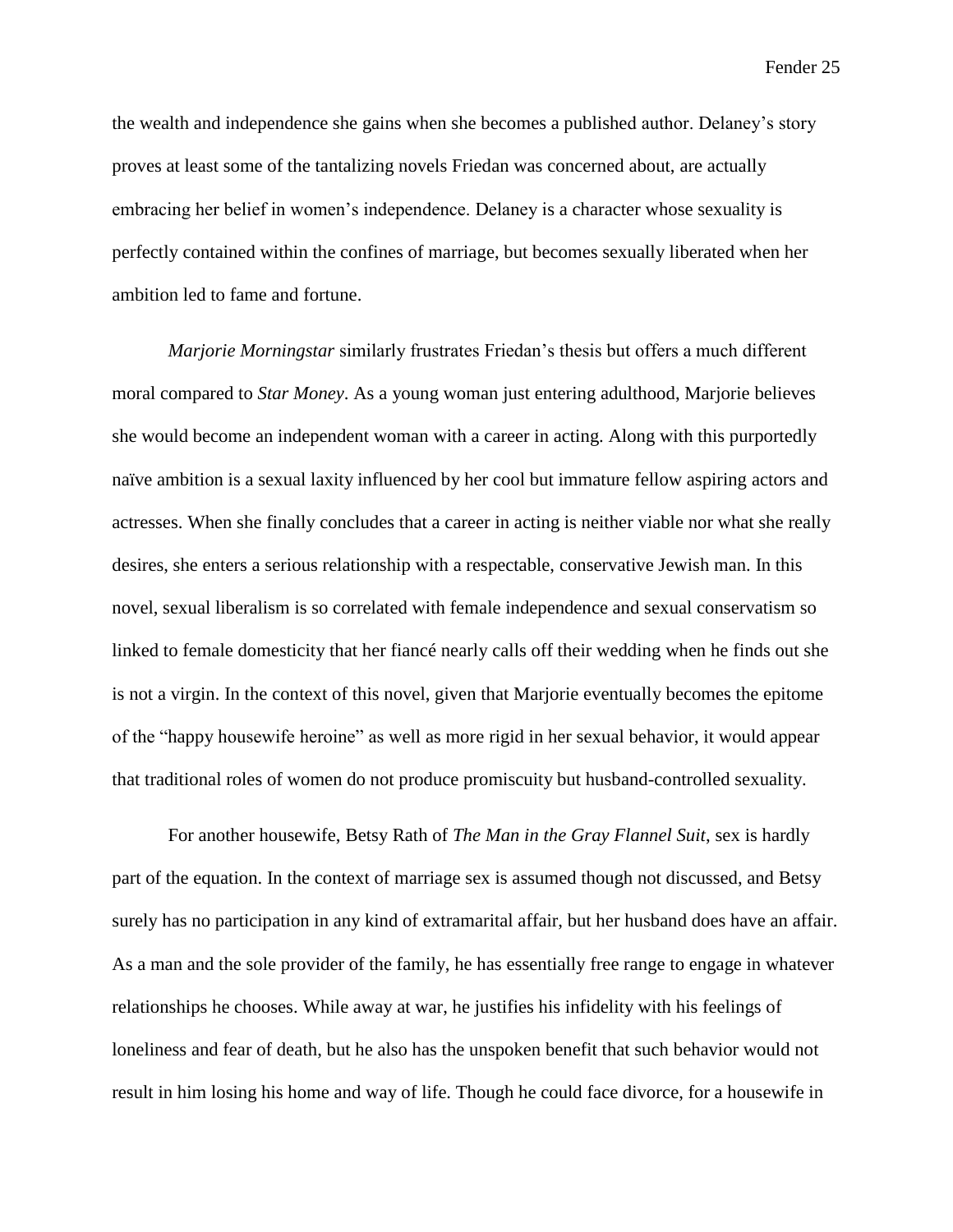the wealth and independence she gains when she becomes a published author. Delaney's story proves at least some of the tantalizing novels Friedan was concerned about, are actually embracing her belief in women's independence. Delaney is a character whose sexuality is perfectly contained within the confines of marriage, but becomes sexually liberated when her ambition led to fame and fortune.

*Marjorie Morningstar* similarly frustrates Friedan's thesis but offers a much different moral compared to *Star Money*. As a young woman just entering adulthood, Marjorie believes she would become an independent woman with a career in acting. Along with this purportedly naïve ambition is a sexual laxity influenced by her cool but immature fellow aspiring actors and actresses. When she finally concludes that a career in acting is neither viable nor what she really desires, she enters a serious relationship with a respectable, conservative Jewish man. In this novel, sexual liberalism is so correlated with female independence and sexual conservatism so linked to female domesticity that her fiancé nearly calls off their wedding when he finds out she is not a virgin. In the context of this novel, given that Marjorie eventually becomes the epitome of the "happy housewife heroine" as well as more rigid in her sexual behavior, it would appear that traditional roles of women do not produce promiscuity but husband-controlled sexuality.

For another housewife, Betsy Rath of *The Man in the Gray Flannel Suit*, sex is hardly part of the equation. In the context of marriage sex is assumed though not discussed, and Betsy surely has no participation in any kind of extramarital affair, but her husband does have an affair. As a man and the sole provider of the family, he has essentially free range to engage in whatever relationships he chooses. While away at war, he justifies his infidelity with his feelings of loneliness and fear of death, but he also has the unspoken benefit that such behavior would not result in him losing his home and way of life. Though he could face divorce, for a housewife in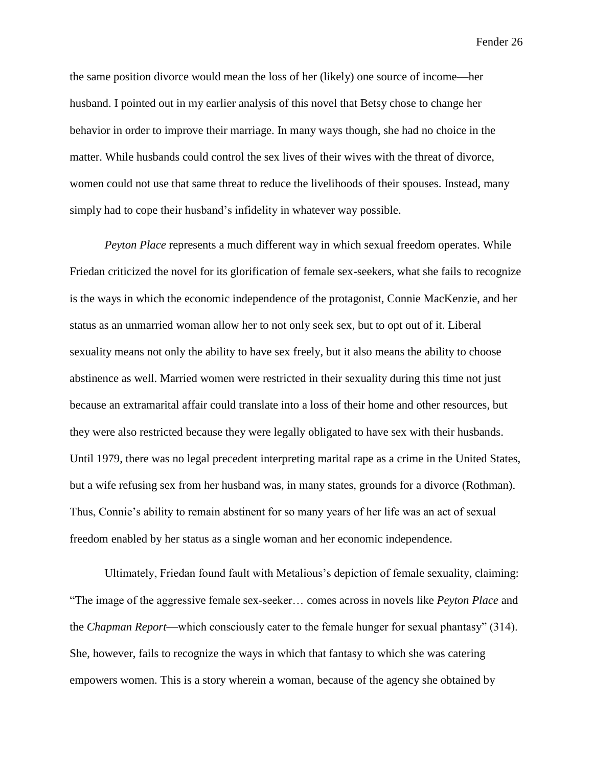the same position divorce would mean the loss of her (likely) one source of income—her husband. I pointed out in my earlier analysis of this novel that Betsy chose to change her behavior in order to improve their marriage. In many ways though, she had no choice in the matter. While husbands could control the sex lives of their wives with the threat of divorce, women could not use that same threat to reduce the livelihoods of their spouses. Instead, many simply had to cope their husband's infidelity in whatever way possible.

*Peyton Place* represents a much different way in which sexual freedom operates. While Friedan criticized the novel for its glorification of female sex-seekers, what she fails to recognize is the ways in which the economic independence of the protagonist, Connie MacKenzie, and her status as an unmarried woman allow her to not only seek sex, but to opt out of it. Liberal sexuality means not only the ability to have sex freely, but it also means the ability to choose abstinence as well. Married women were restricted in their sexuality during this time not just because an extramarital affair could translate into a loss of their home and other resources, but they were also restricted because they were legally obligated to have sex with their husbands. Until 1979, there was no legal precedent interpreting marital rape as a crime in the United States, but a wife refusing sex from her husband was, in many states, grounds for a divorce (Rothman). Thus, Connie's ability to remain abstinent for so many years of her life was an act of sexual freedom enabled by her status as a single woman and her economic independence.

Ultimately, Friedan found fault with Metalious's depiction of female sexuality, claiming: "The image of the aggressive female sex-seeker… comes across in novels like *Peyton Place* and the *Chapman Report*—which consciously cater to the female hunger for sexual phantasy" (314). She, however, fails to recognize the ways in which that fantasy to which she was catering empowers women. This is a story wherein a woman, because of the agency she obtained by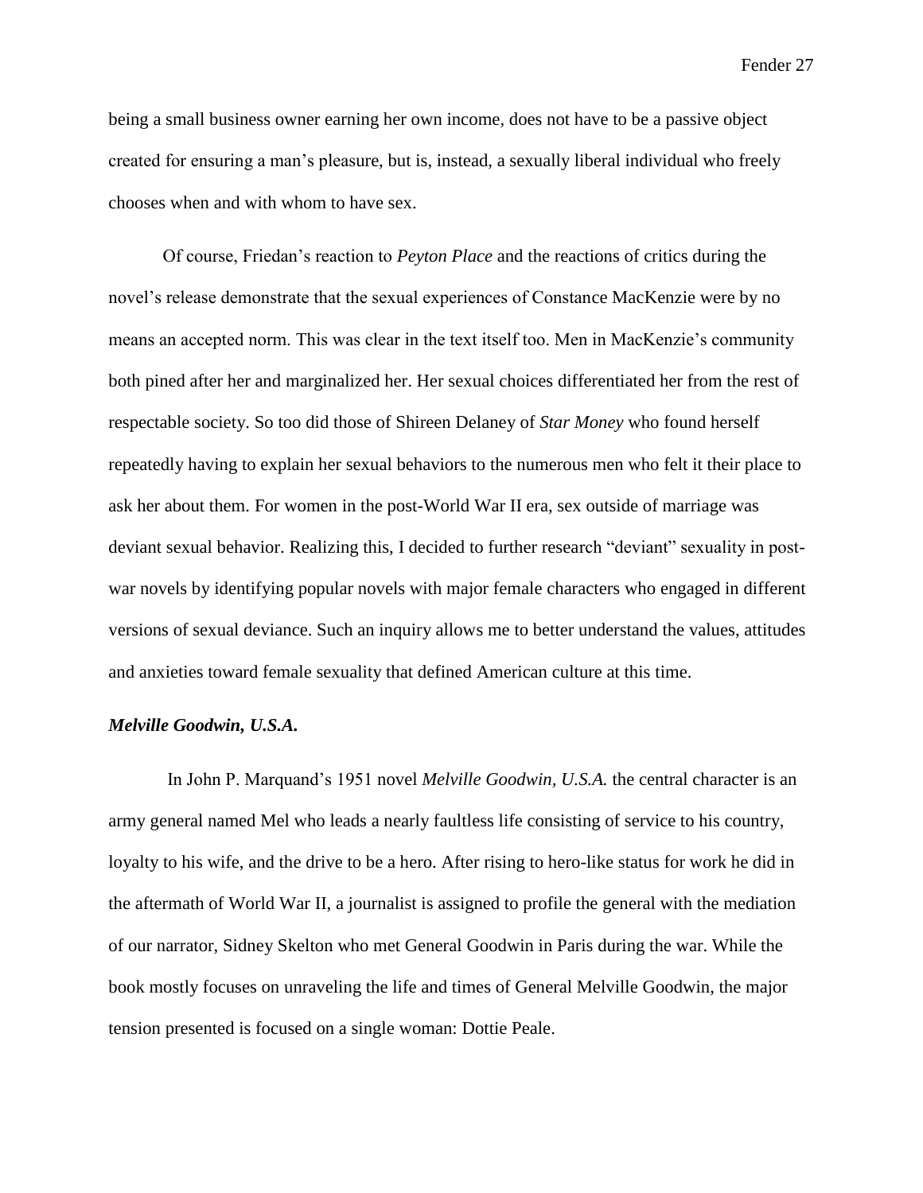being a small business owner earning her own income, does not have to be a passive object created for ensuring a man's pleasure, but is, instead, a sexually liberal individual who freely chooses when and with whom to have sex.

Of course, Friedan's reaction to *Peyton Place* and the reactions of critics during the novel's release demonstrate that the sexual experiences of Constance MacKenzie were by no means an accepted norm. This was clear in the text itself too. Men in MacKenzie's community both pined after her and marginalized her. Her sexual choices differentiated her from the rest of respectable society. So too did those of Shireen Delaney of *Star Money* who found herself repeatedly having to explain her sexual behaviors to the numerous men who felt it their place to ask her about them. For women in the post-World War II era, sex outside of marriage was deviant sexual behavior. Realizing this, I decided to further research "deviant" sexuality in post-war novels by identifying popular novels with major female characters who engaged in different versions of sexual deviance. Such an inquiry allows me to better understand the values, attitudes and anxieties toward female sexuality that defined American culture at this time.

### *Melville Goodwin, U.S.A.*

In John P. Marquand's 1951 novel *Melville Goodwin, U.S.A.* the central character is an army general named Mel who leads a nearly faultless life consisting of service to his country, loyalty to his wife, and the drive to be a hero. After rising to hero-like status for work he did in the aftermath of World War II, a journalist is assigned to profile the general with the mediation of our narrator, Sidney Skelton who met General Goodwin in Paris during the war. While the book mostly focuses on unraveling the life and times of General Melville Goodwin, the major tension presented is focused on a single woman: Dottie Peale.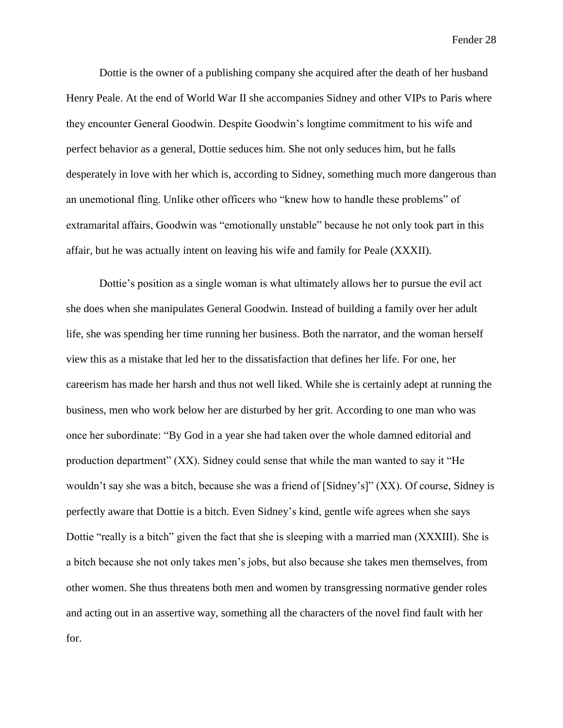Dottie is the owner of a publishing company she acquired after the death of her husband Henry Peale. At the end of World War II she accompanies Sidney and other VIPs to Paris where they encounter General Goodwin. Despite Goodwin's longtime commitment to his wife and perfect behavior as a general, Dottie seduces him. She not only seduces him, but he falls desperately in love with her which is, according to Sidney, something much more dangerous than an unemotional fling. Unlike other officers who "knew how to handle these problems" of extramarital affairs, Goodwin was "emotionally unstable" because he not only took part in this affair, but he was actually intent on leaving his wife and family for Peale (XXXII).

Dottie's position as a single woman is what ultimately allows her to pursue the evil act she does when she manipulates General Goodwin. Instead of building a family over her adult life, she was spending her time running her business. Both the narrator, and the woman herself view this as a mistake that led her to the dissatisfaction that defines her life. For one, her careerism has made her harsh and thus not well liked. While she is certainly adept at running the business, men who work below her are disturbed by her grit. According to one man who was once her subordinate: "By God in a year she had taken over the whole damned editorial and production department" (XX). Sidney could sense that while the man wanted to say it "He wouldn't say she was a bitch, because she was a friend of [Sidney's]" (XX). Of course, Sidney is perfectly aware that Dottie is a bitch. Even Sidney's kind, gentle wife agrees when she says Dottie "really is a bitch" given the fact that she is sleeping with a married man (XXXIII). She is a bitch because she not only takes men's jobs, but also because she takes men themselves, from other women. She thus threatens both men and women by transgressing normative gender roles and acting out in an assertive way, something all the characters of the novel find fault with her for.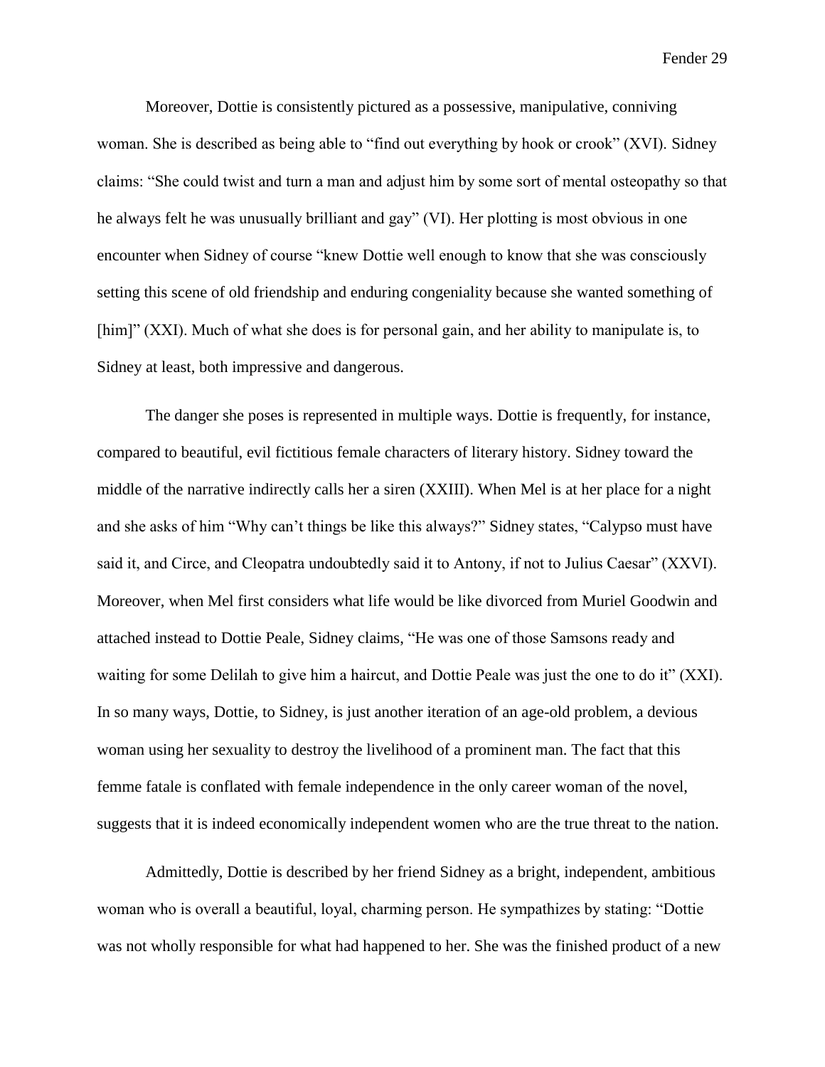Moreover, Dottie is consistently pictured as a possessive, manipulative, conniving woman. She is described as being able to "find out everything by hook or crook" (XVI). Sidney claims: "She could twist and turn a man and adjust him by some sort of mental osteopathy so that he always felt he was unusually brilliant and gay" (VI). Her plotting is most obvious in one encounter when Sidney of course "knew Dottie well enough to know that she was consciously setting this scene of old friendship and enduring congeniality because she wanted something of [him]" (XXI). Much of what she does is for personal gain, and her ability to manipulate is, to Sidney at least, both impressive and dangerous.

The danger she poses is represented in multiple ways. Dottie is frequently, for instance, compared to beautiful, evil fictitious female characters of literary history. Sidney toward the middle of the narrative indirectly calls her a siren (XXIII). When Mel is at her place for a night and she asks of him "Why can't things be like this always?" Sidney states, "Calypso must have said it, and Circe, and Cleopatra undoubtedly said it to Antony, if not to Julius Caesar" (XXVI). Moreover, when Mel first considers what life would be like divorced from Muriel Goodwin and attached instead to Dottie Peale, Sidney claims, "He was one of those Samsons ready and waiting for some Delilah to give him a haircut, and Dottie Peale was just the one to do it" (XXI). In so many ways, Dottie, to Sidney, is just another iteration of an age-old problem, a devious woman using her sexuality to destroy the livelihood of a prominent man. The fact that this femme fatale is conflated with female independence in the only career woman of the novel, suggests that it is indeed economically independent women who are the true threat to the nation.

Admittedly, Dottie is described by her friend Sidney as a bright, independent, ambitious woman who is overall a beautiful, loyal, charming person. He sympathizes by stating: "Dottie was not wholly responsible for what had happened to her. She was the finished product of a new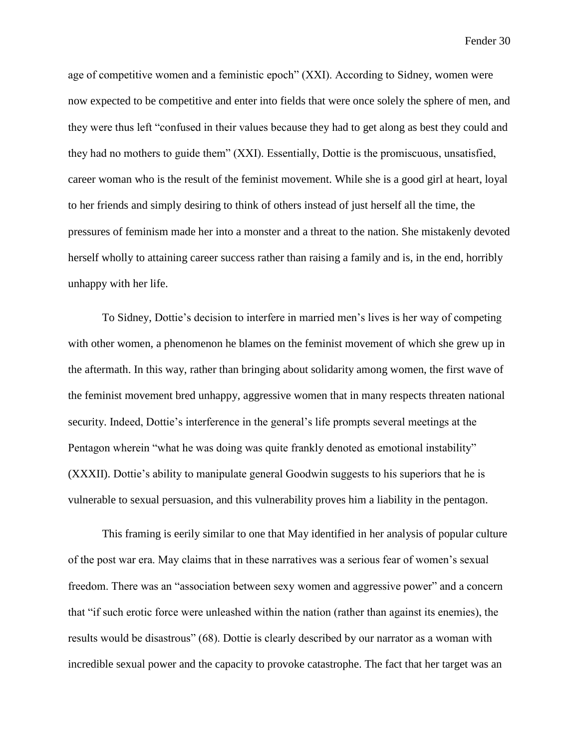age of competitive women and a feministic epoch" (XXI). According to Sidney, women were now expected to be competitive and enter into fields that were once solely the sphere of men, and they were thus left "confused in their values because they had to get along as best they could and they had no mothers to guide them" (XXI). Essentially, Dottie is the promiscuous, unsatisfied, career woman who is the result of the feminist movement. While she is a good girl at heart, loyal to her friends and simply desiring to think of others instead of just herself all the time, the pressures of feminism made her into a monster and a threat to the nation. She mistakenly devoted herself wholly to attaining career success rather than raising a family and is, in the end, horribly unhappy with her life.

To Sidney, Dottie's decision to interfere in married men's lives is her way of competing with other women, a phenomenon he blames on the feminist movement of which she grew up in the aftermath. In this way, rather than bringing about solidarity among women, the first wave of the feminist movement bred unhappy, aggressive women that in many respects threaten national security. Indeed, Dottie's interference in the general's life prompts several meetings at the Pentagon wherein "what he was doing was quite frankly denoted as emotional instability" (XXXII). Dottie's ability to manipulate general Goodwin suggests to his superiors that he is vulnerable to sexual persuasion, and this vulnerability proves him a liability in the pentagon.

This framing is eerily similar to one that May identified in her analysis of popular culture of the post war era. May claims that in these narratives was a serious fear of women's sexual freedom. There was an "association between sexy women and aggressive power" and a concern that "if such erotic force were unleashed within the nation (rather than against its enemies), the results would be disastrous" (68). Dottie is clearly described by our narrator as a woman with incredible sexual power and the capacity to provoke catastrophe. The fact that her target was an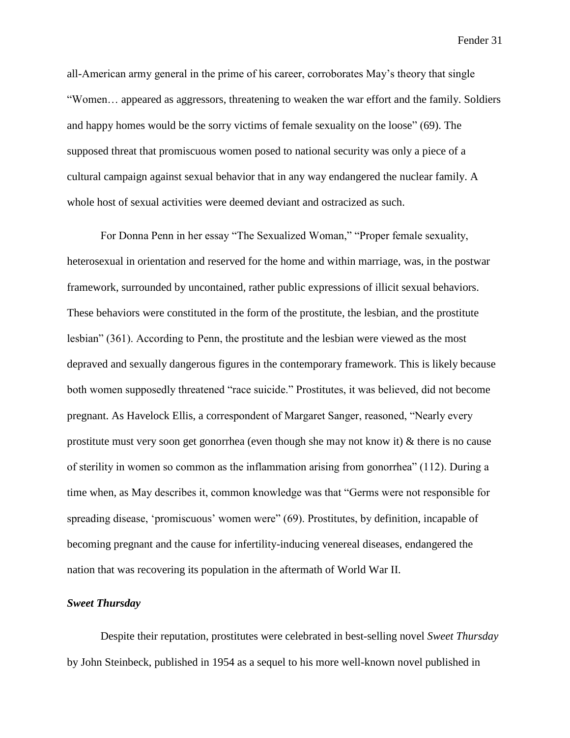all-American army general in the prime of his career, corroborates May's theory that single "Women… appeared as aggressors, threatening to weaken the war effort and the family. Soldiers and happy homes would be the sorry victims of female sexuality on the loose" (69). The supposed threat that promiscuous women posed to national security was only a piece of a cultural campaign against sexual behavior that in any way endangered the nuclear family. A whole host of sexual activities were deemed deviant and ostracized as such.

For Donna Penn in her essay "The Sexualized Woman," "Proper female sexuality, heterosexual in orientation and reserved for the home and within marriage, was, in the postwar framework, surrounded by uncontained, rather public expressions of illicit sexual behaviors. These behaviors were constituted in the form of the prostitute, the lesbian, and the prostitute lesbian" (361). According to Penn, the prostitute and the lesbian were viewed as the most depraved and sexually dangerous figures in the contemporary framework. This is likely because both women supposedly threatened "race suicide." Prostitutes, it was believed, did not become pregnant. As Havelock Ellis, a correspondent of Margaret Sanger, reasoned, "Nearly every prostitute must very soon get gonorrhea (even though she may not know it) & there is no cause of sterility in women so common as the inflammation arising from gonorrhea" (112). During a time when, as May describes it, common knowledge was that "Germs were not responsible for spreading disease, 'promiscuous' women were" (69). Prostitutes, by definition, incapable of becoming pregnant and the cause for infertility-inducing venereal diseases, endangered the nation that was recovering its population in the aftermath of World War II.

### ***Sweet Thursday***

Despite their reputation, prostitutes were celebrated in best-selling novel *Sweet Thursday* by John Steinbeck, published in 1954 as a sequel to his more well-known novel published in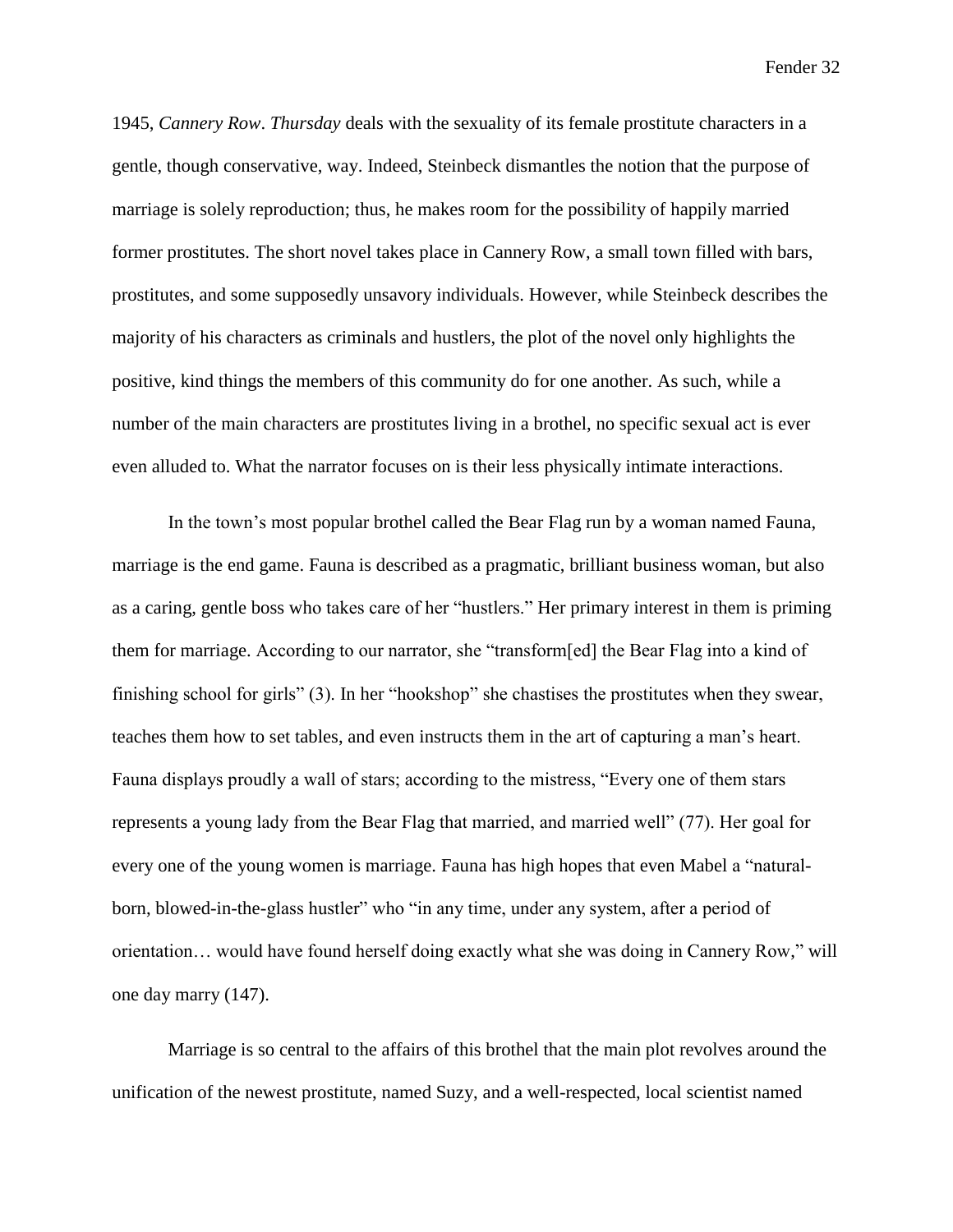1945, *Cannery Row*. *Thursday* deals with the sexuality of its female prostitute characters in a gentle, though conservative, way. Indeed, Steinbeck dismantles the notion that the purpose of marriage is solely reproduction; thus, he makes room for the possibility of happily married former prostitutes. The short novel takes place in Cannery Row, a small town filled with bars, prostitutes, and some supposedly unsavory individuals. However, while Steinbeck describes the majority of his characters as criminals and hustlers, the plot of the novel only highlights the positive, kind things the members of this community do for one another. As such, while a number of the main characters are prostitutes living in a brothel, no specific sexual act is ever even alluded to. What the narrator focuses on is their less physically intimate interactions.

In the town's most popular brothel called the Bear Flag run by a woman named Fauna, marriage is the end game. Fauna is described as a pragmatic, brilliant business woman, but also as a caring, gentle boss who takes care of her "hustlers." Her primary interest in them is priming them for marriage. According to our narrator, she "transform[ed] the Bear Flag into a kind of finishing school for girls" (3). In her "hookshop" she chastises the prostitutes when they swear, teaches them how to set tables, and even instructs them in the art of capturing a man's heart. Fauna displays proudly a wall of stars; according to the mistress, "Every one of them stars represents a young lady from the Bear Flag that married, and married well" (77). Her goal for every one of the young women is marriage. Fauna has high hopes that even Mabel a "natural-born, blowed-in-the-glass hustler" who "in any time, under any system, after a period of orientation… would have found herself doing exactly what she was doing in Cannery Row," will one day marry (147).

Marriage is so central to the affairs of this brothel that the main plot revolves around the unification of the newest prostitute, named Suzy, and a well-respected, local scientist named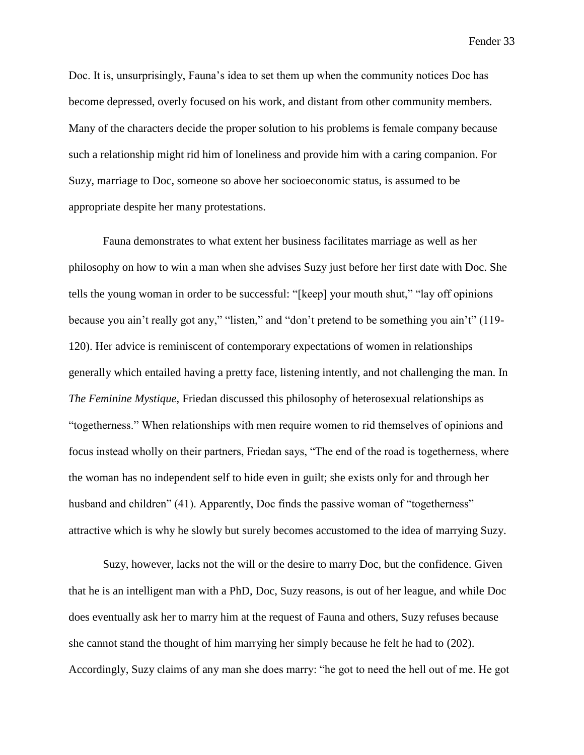Doc. It is, unsurprisingly, Fauna's idea to set them up when the community notices Doc has become depressed, overly focused on his work, and distant from other community members. Many of the characters decide the proper solution to his problems is female company because such a relationship might rid him of loneliness and provide him with a caring companion. For Suzy, marriage to Doc, someone so above her socioeconomic status, is assumed to be appropriate despite her many protestations.

Fauna demonstrates to what extent her business facilitates marriage as well as her philosophy on how to win a man when she advises Suzy just before her first date with Doc. She tells the young woman in order to be successful: "[keep] your mouth shut," "lay off opinions because you ain't really got any," "listen," and "don't pretend to be something you ain't" (119-120). Her advice is reminiscent of contemporary expectations of women in relationships generally which entailed having a pretty face, listening intently, and not challenging the man. In *The Feminine Mystique*, Friedan discussed this philosophy of heterosexual relationships as "togetherness." When relationships with men require women to rid themselves of opinions and focus instead wholly on their partners, Friedan says, "The end of the road is togetherness, where the woman has no independent self to hide even in guilt; she exists only for and through her husband and children" (41). Apparently, Doc finds the passive woman of "togetherness" attractive which is why he slowly but surely becomes accustomed to the idea of marrying Suzy.

Suzy, however, lacks not the will or the desire to marry Doc, but the confidence. Given that he is an intelligent man with a PhD, Doc, Suzy reasons, is out of her league, and while Doc does eventually ask her to marry him at the request of Fauna and others, Suzy refuses because she cannot stand the thought of him marrying her simply because he felt he had to (202). Accordingly, Suzy claims of any man she does marry: "he got to need the hell out of me. He got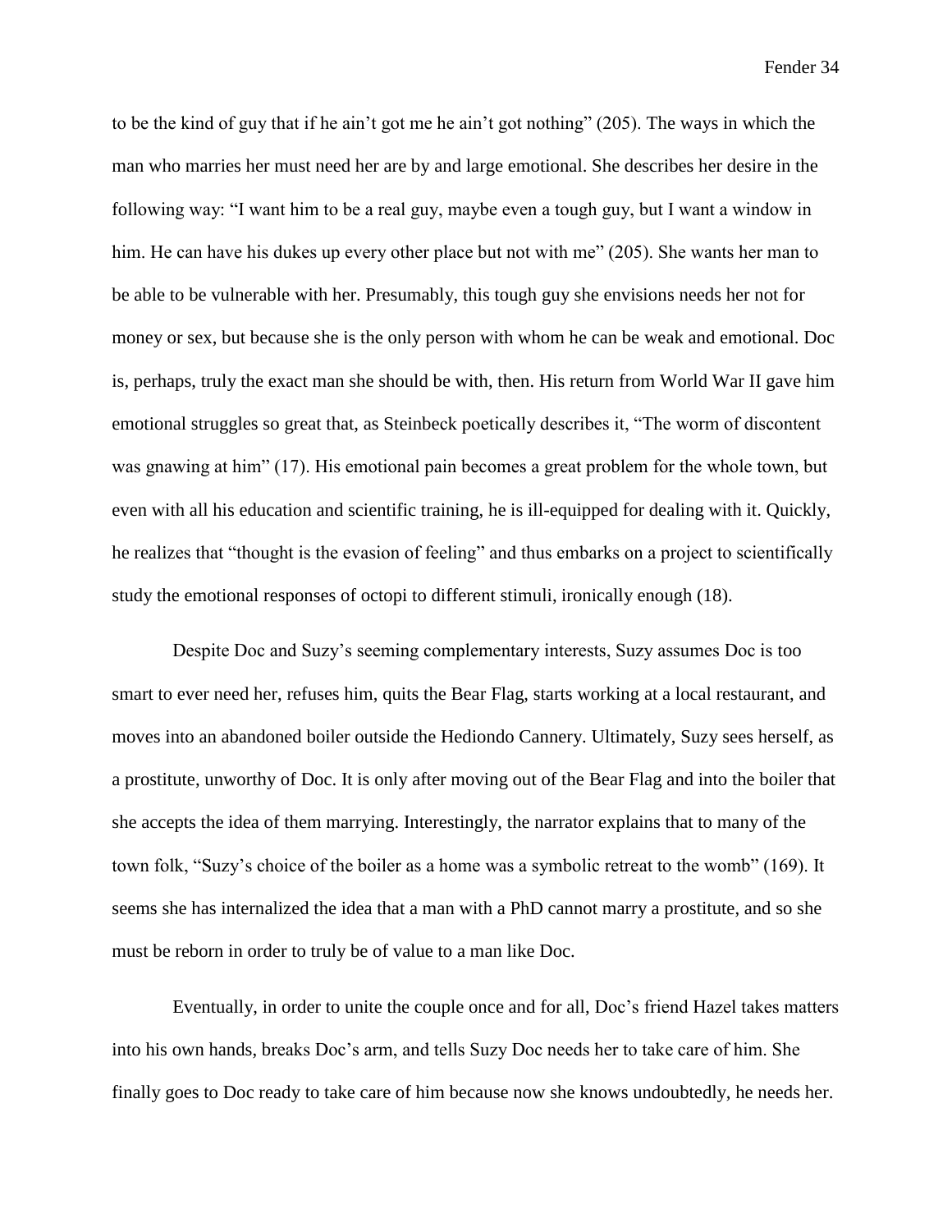to be the kind of guy that if he ain't got me he ain't got nothing" (205). The ways in which the man who marries her must need her are by and large emotional. She describes her desire in the following way: "I want him to be a real guy, maybe even a tough guy, but I want a window in him. He can have his dukes up every other place but not with me" (205). She wants her man to be able to be vulnerable with her. Presumably, this tough guy she envisions needs her not for money or sex, but because she is the only person with whom he can be weak and emotional. Doc is, perhaps, truly the exact man she should be with, then. His return from World War II gave him emotional struggles so great that, as Steinbeck poetically describes it, "The worm of discontent was gnawing at him" (17). His emotional pain becomes a great problem for the whole town, but even with all his education and scientific training, he is ill-equipped for dealing with it. Quickly, he realizes that "thought is the evasion of feeling" and thus embarks on a project to scientifically study the emotional responses of octopi to different stimuli, ironically enough (18).

Despite Doc and Suzy's seeming complementary interests, Suzy assumes Doc is too smart to ever need her, refuses him, quits the Bear Flag, starts working at a local restaurant, and moves into an abandoned boiler outside the Hediondo Cannery. Ultimately, Suzy sees herself, as a prostitute, unworthy of Doc. It is only after moving out of the Bear Flag and into the boiler that she accepts the idea of them marrying. Interestingly, the narrator explains that to many of the town folk, "Suzy's choice of the boiler as a home was a symbolic retreat to the womb" (169). It seems she has internalized the idea that a man with a PhD cannot marry a prostitute, and so she must be reborn in order to truly be of value to a man like Doc.

Eventually, in order to unite the couple once and for all, Doc's friend Hazel takes matters into his own hands, breaks Doc's arm, and tells Suzy Doc needs her to take care of him. She finally goes to Doc ready to take care of him because now she knows undoubtedly, he needs her.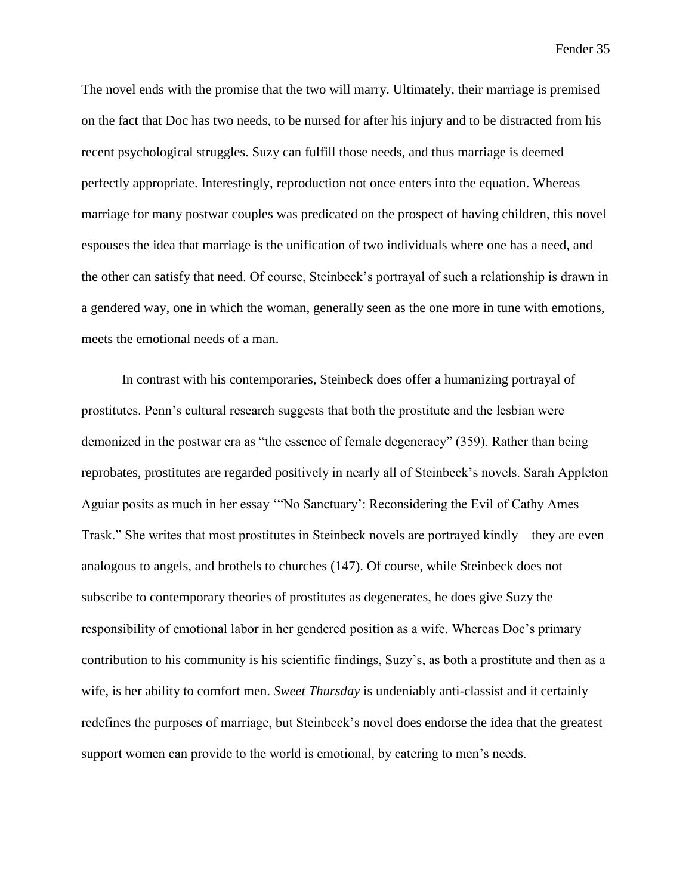The novel ends with the promise that the two will marry. Ultimately, their marriage is premised on the fact that Doc has two needs, to be nursed for after his injury and to be distracted from his recent psychological struggles. Suzy can fulfill those needs, and thus marriage is deemed perfectly appropriate. Interestingly, reproduction not once enters into the equation. Whereas marriage for many postwar couples was predicated on the prospect of having children, this novel espouses the idea that marriage is the unification of two individuals where one has a need, and the other can satisfy that need. Of course, Steinbeck's portrayal of such a relationship is drawn in a gendered way, one in which the woman, generally seen as the one more in tune with emotions, meets the emotional needs of a man.

In contrast with his contemporaries, Steinbeck does offer a humanizing portrayal of prostitutes. Penn's cultural research suggests that both the prostitute and the lesbian were demonized in the postwar era as "the essence of female degeneracy" (359). Rather than being reprobates, prostitutes are regarded positively in nearly all of Steinbeck's novels. Sarah Appleton Aguiar posits as much in her essay '"No Sanctuary': Reconsidering the Evil of Cathy Ames Trask." She writes that most prostitutes in Steinbeck novels are portrayed kindly—they are even analogous to angels, and brothels to churches (147). Of course, while Steinbeck does not subscribe to contemporary theories of prostitutes as degenerates, he does give Suzy the responsibility of emotional labor in her gendered position as a wife. Whereas Doc's primary contribution to his community is his scientific findings, Suzy's, as both a prostitute and then as a wife, is her ability to comfort men. *Sweet Thursday* is undeniably anti-classist and it certainly redefines the purposes of marriage, but Steinbeck's novel does endorse the idea that the greatest support women can provide to the world is emotional, by catering to men's needs.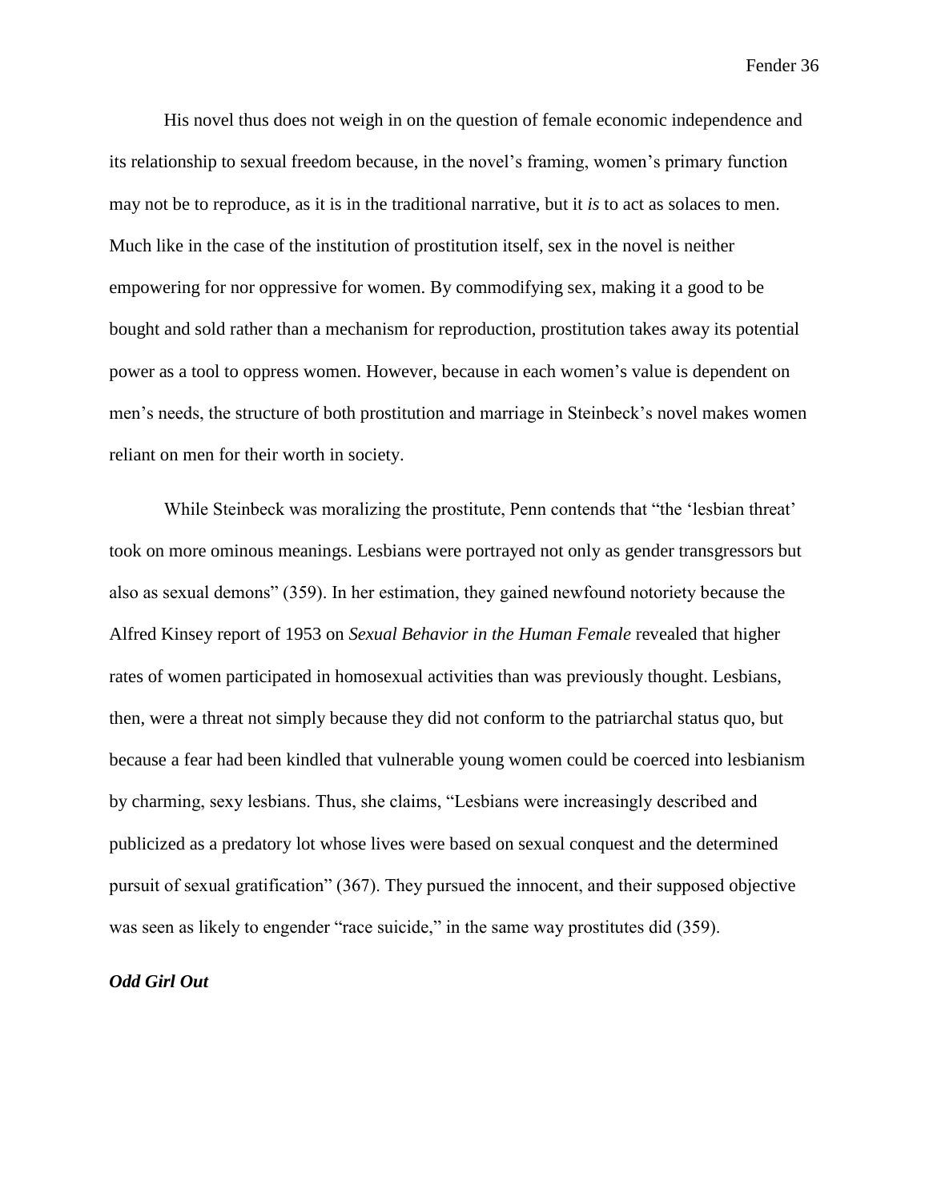His novel thus does not weigh in on the question of female economic independence and its relationship to sexual freedom because, in the novel's framing, women's primary function may not be to reproduce, as it is in the traditional narrative, but it *is* to act as solaces to men. Much like in the case of the institution of prostitution itself, sex in the novel is neither empowering for nor oppressive for women. By commodifying sex, making it a good to be bought and sold rather than a mechanism for reproduction, prostitution takes away its potential power as a tool to oppress women. However, because in each women's value is dependent on men's needs, the structure of both prostitution and marriage in Steinbeck's novel makes women reliant on men for their worth in society.

While Steinbeck was moralizing the prostitute, Penn contends that "the 'lesbian threat' took on more ominous meanings. Lesbians were portrayed not only as gender transgressors but also as sexual demons" (359). In her estimation, they gained newfound notoriety because the Alfred Kinsey report of 1953 on *Sexual Behavior in the Human Female* revealed that higher rates of women participated in homosexual activities than was previously thought. Lesbians, then, were a threat not simply because they did not conform to the patriarchal status quo, but because a fear had been kindled that vulnerable young women could be coerced into lesbianism by charming, sexy lesbians. Thus, she claims, "Lesbians were increasingly described and publicized as a predatory lot whose lives were based on sexual conquest and the determined pursuit of sexual gratification" (367). They pursued the innocent, and their supposed objective was seen as likely to engender "race suicide," in the same way prostitutes did (359).

### *Odd Girl Out*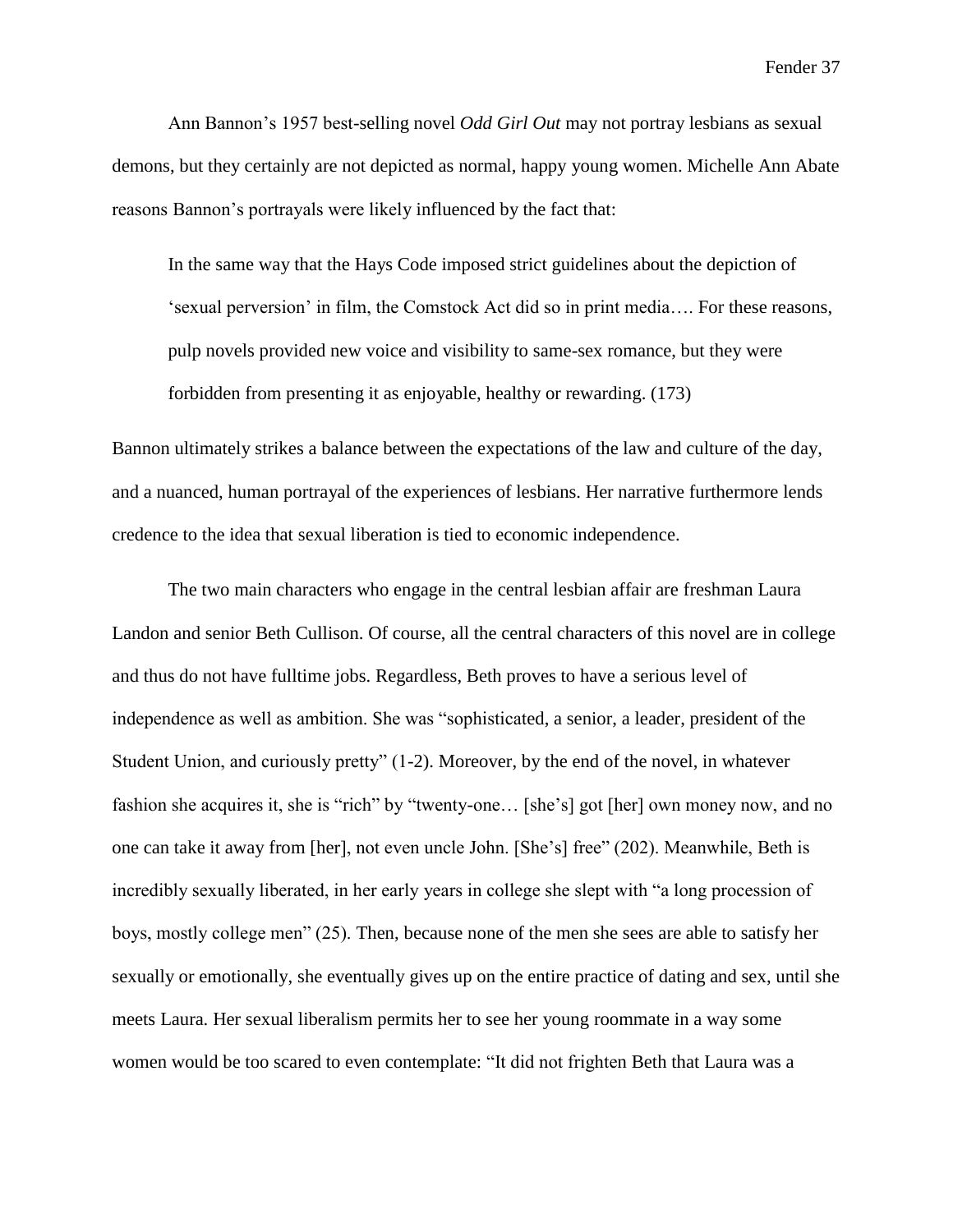Ann Bannon's 1957 best-selling novel *Odd Girl Out* may not portray lesbians as sexual demons, but they certainly are not depicted as normal, happy young women. Michelle Ann Abate reasons Bannon's portrayals were likely influenced by the fact that:

> In the same way that the Hays Code imposed strict guidelines about the depiction of 'sexual perversion' in film, the Comstock Act did so in print media…. For these reasons, pulp novels provided new voice and visibility to same-sex romance, but they were forbidden from presenting it as enjoyable, healthy or rewarding. (173)

Bannon ultimately strikes a balance between the expectations of the law and culture of the day, and a nuanced, human portrayal of the experiences of lesbians. Her narrative furthermore lends credence to the idea that sexual liberation is tied to economic independence.

The two main characters who engage in the central lesbian affair are freshman Laura Landon and senior Beth Cullison. Of course, all the central characters of this novel are in college and thus do not have fulltime jobs. Regardless, Beth proves to have a serious level of independence as well as ambition. She was "sophisticated, a senior, a leader, president of the Student Union, and curiously pretty" (1-2). Moreover, by the end of the novel, in whatever fashion she acquires it, she is "rich" by "twenty-one… [she's] got [her] own money now, and no one can take it away from [her], not even uncle John. [She's] free" (202). Meanwhile, Beth is incredibly sexually liberated, in her early years in college she slept with "a long procession of boys, mostly college men" (25). Then, because none of the men she sees are able to satisfy her sexually or emotionally, she eventually gives up on the entire practice of dating and sex, until she meets Laura. Her sexual liberalism permits her to see her young roommate in a way some women would be too scared to even contemplate: "It did not frighten Beth that Laura was a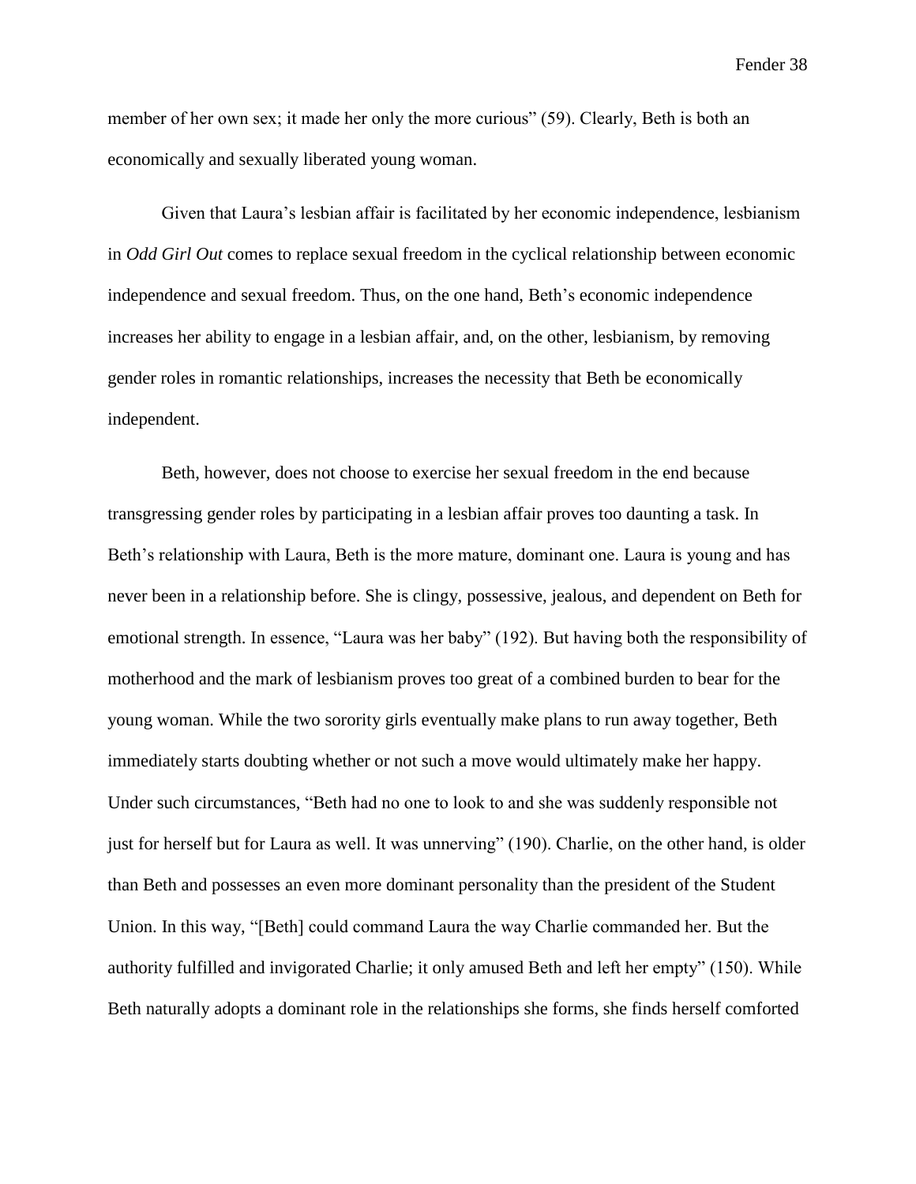member of her own sex; it made her only the more curious" (59). Clearly, Beth is both an economically and sexually liberated young woman.

Given that Laura's lesbian affair is facilitated by her economic independence, lesbianism in *Odd Girl Out* comes to replace sexual freedom in the cyclical relationship between economic independence and sexual freedom. Thus, on the one hand, Beth's economic independence increases her ability to engage in a lesbian affair, and, on the other, lesbianism, by removing gender roles in romantic relationships, increases the necessity that Beth be economically independent.

Beth, however, does not choose to exercise her sexual freedom in the end because transgressing gender roles by participating in a lesbian affair proves too daunting a task. In Beth's relationship with Laura, Beth is the more mature, dominant one. Laura is young and has never been in a relationship before. She is clingy, possessive, jealous, and dependent on Beth for emotional strength. In essence, "Laura was her baby" (192). But having both the responsibility of motherhood and the mark of lesbianism proves too great of a combined burden to bear for the young woman. While the two sorority girls eventually make plans to run away together, Beth immediately starts doubting whether or not such a move would ultimately make her happy. Under such circumstances, "Beth had no one to look to and she was suddenly responsible not just for herself but for Laura as well. It was unnerving" (190). Charlie, on the other hand, is older than Beth and possesses an even more dominant personality than the president of the Student Union. In this way, "[Beth] could command Laura the way Charlie commanded her. But the authority fulfilled and invigorated Charlie; it only amused Beth and left her empty" (150). While Beth naturally adopts a dominant role in the relationships she forms, she finds herself comforted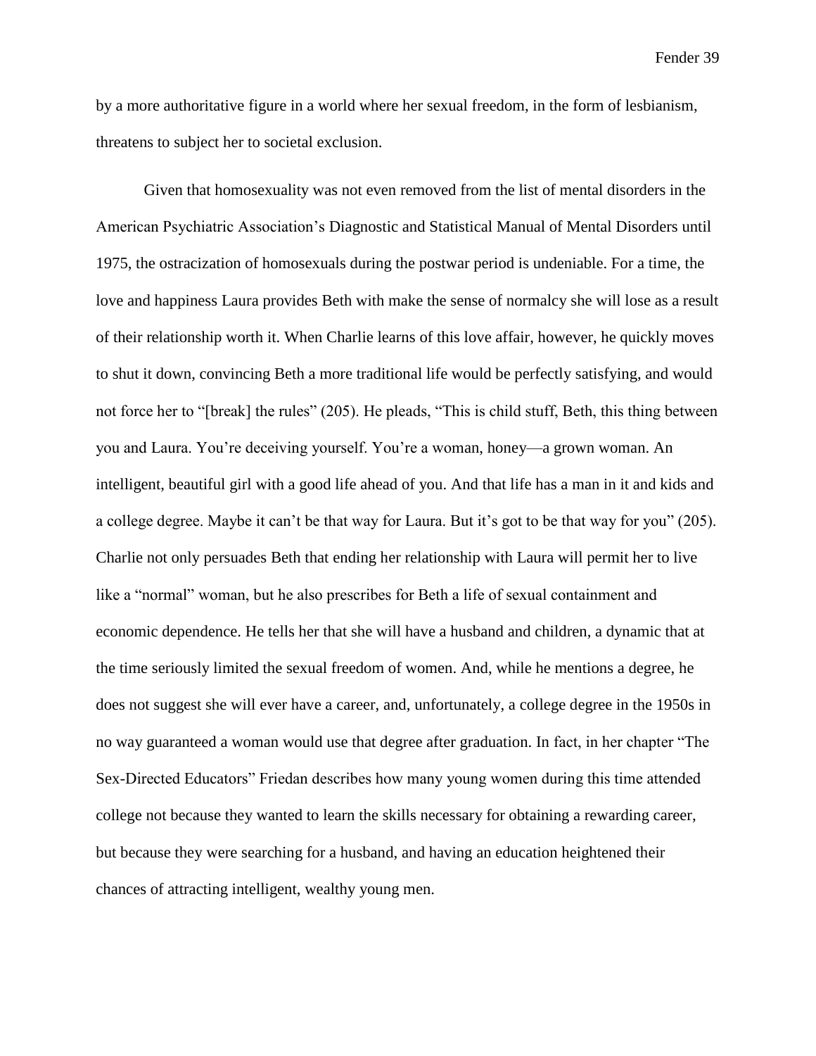by a more authoritative figure in a world where her sexual freedom, in the form of lesbianism, threatens to subject her to societal exclusion.

Given that homosexuality was not even removed from the list of mental disorders in the American Psychiatric Association's Diagnostic and Statistical Manual of Mental Disorders until 1975, the ostracization of homosexuals during the postwar period is undeniable. For a time, the love and happiness Laura provides Beth with make the sense of normalcy she will lose as a result of their relationship worth it. When Charlie learns of this love affair, however, he quickly moves to shut it down, convincing Beth a more traditional life would be perfectly satisfying, and would not force her to "[break] the rules" (205). He pleads, "This is child stuff, Beth, this thing between you and Laura. You're deceiving yourself. You're a woman, honey—a grown woman. An intelligent, beautiful girl with a good life ahead of you. And that life has a man in it and kids and a college degree. Maybe it can't be that way for Laura. But it's got to be that way for you" (205). Charlie not only persuades Beth that ending her relationship with Laura will permit her to live like a "normal" woman, but he also prescribes for Beth a life of sexual containment and economic dependence. He tells her that she will have a husband and children, a dynamic that at the time seriously limited the sexual freedom of women. And, while he mentions a degree, he does not suggest she will ever have a career, and, unfortunately, a college degree in the 1950s in no way guaranteed a woman would use that degree after graduation. In fact, in her chapter "The Sex-Directed Educators" Friedan describes how many young women during this time attended college not because they wanted to learn the skills necessary for obtaining a rewarding career, but because they were searching for a husband, and having an education heightened their chances of attracting intelligent, wealthy young men.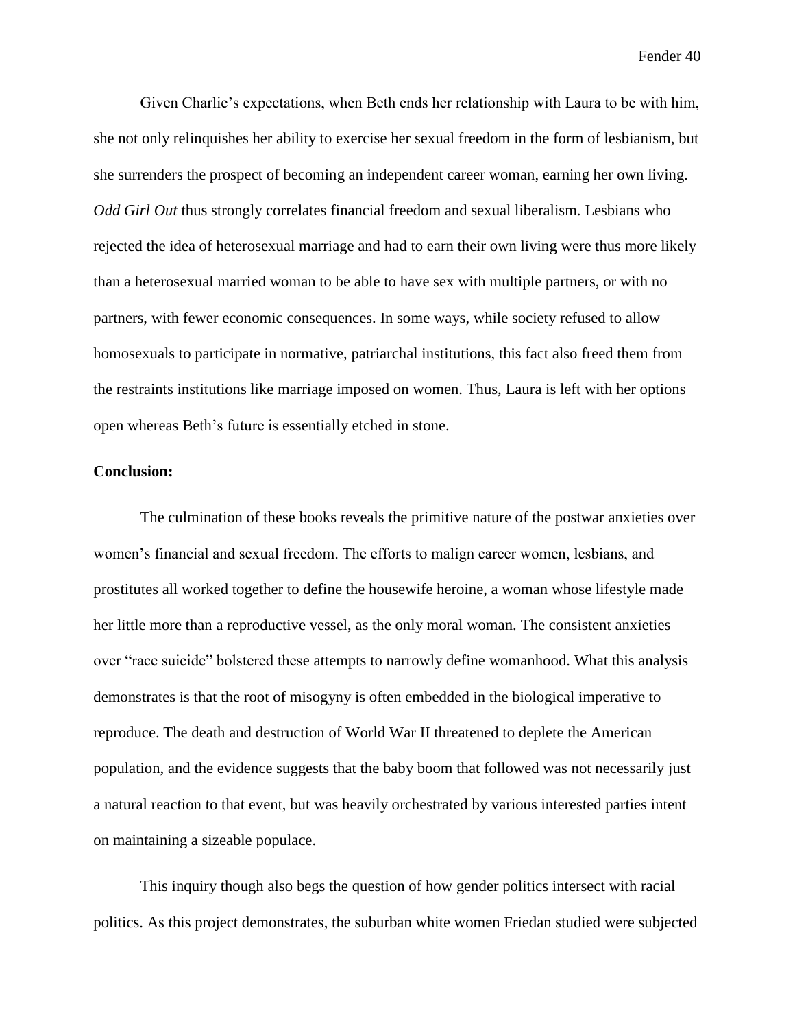Given Charlie's expectations, when Beth ends her relationship with Laura to be with him, she not only relinquishes her ability to exercise her sexual freedom in the form of lesbianism, but she surrenders the prospect of becoming an independent career woman, earning her own living. *Odd Girl Out* thus strongly correlates financial freedom and sexual liberalism. Lesbians who rejected the idea of heterosexual marriage and had to earn their own living were thus more likely than a heterosexual married woman to be able to have sex with multiple partners, or with no partners, with fewer economic consequences. In some ways, while society refused to allow homosexuals to participate in normative, patriarchal institutions, this fact also freed them from the restraints institutions like marriage imposed on women. Thus, Laura is left with her options open whereas Beth's future is essentially etched in stone.

**Conclusion:**

The culmination of these books reveals the primitive nature of the postwar anxieties over women's financial and sexual freedom. The efforts to malign career women, lesbians, and prostitutes all worked together to define the housewife heroine, a woman whose lifestyle made her little more than a reproductive vessel, as the only moral woman. The consistent anxieties over "race suicide" bolstered these attempts to narrowly define womanhood. What this analysis demonstrates is that the root of misogyny is often embedded in the biological imperative to reproduce. The death and destruction of World War II threatened to deplete the American population, and the evidence suggests that the baby boom that followed was not necessarily just a natural reaction to that event, but was heavily orchestrated by various interested parties intent on maintaining a sizeable populace.

This inquiry though also begs the question of how gender politics intersect with racial politics. As this project demonstrates, the suburban white women Friedan studied were subjected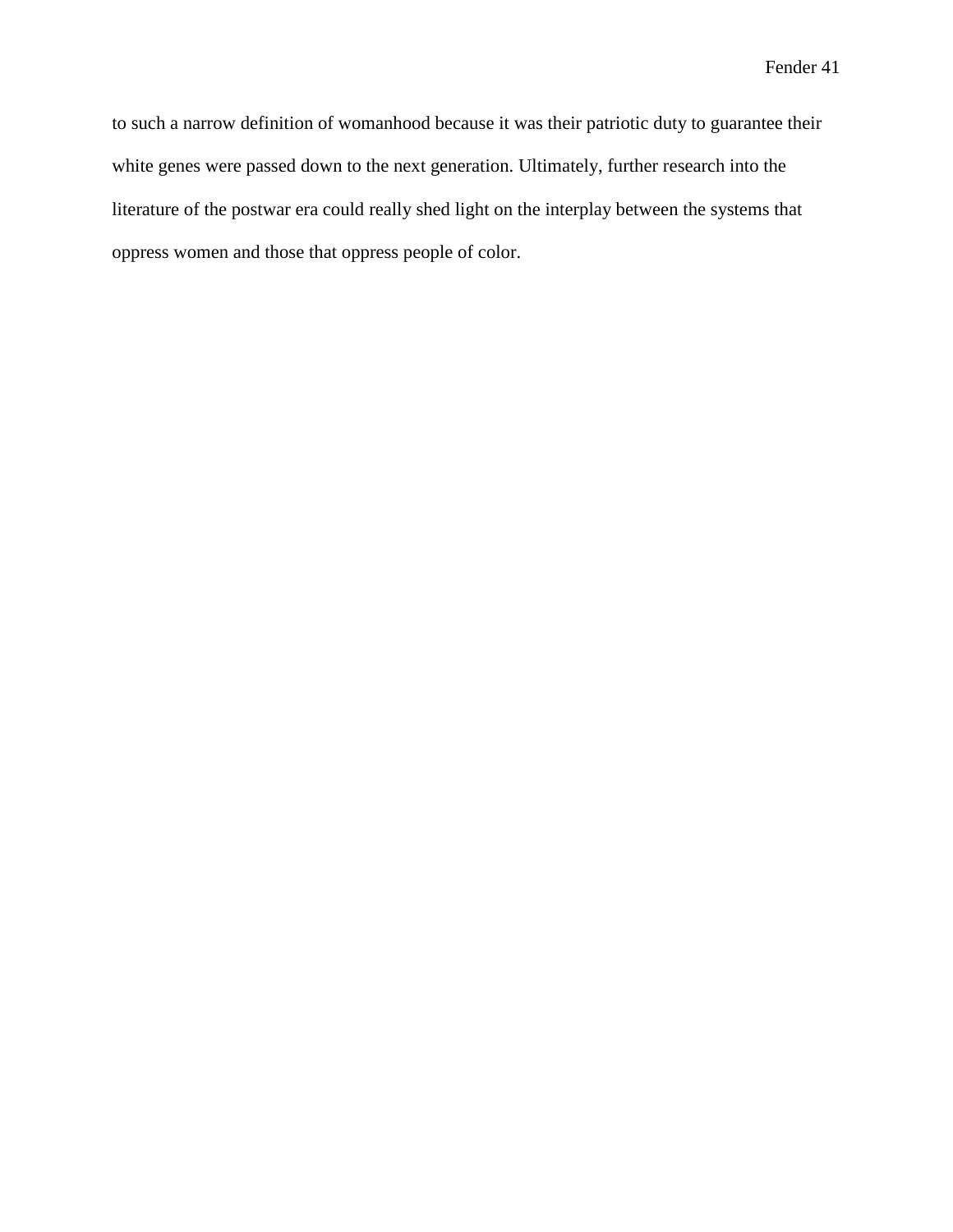to such a narrow definition of womanhood because it was their patriotic duty to guarantee their white genes were passed down to the next generation. Ultimately, further research into the literature of the postwar era could really shed light on the interplay between the systems that oppress women and those that oppress people of color.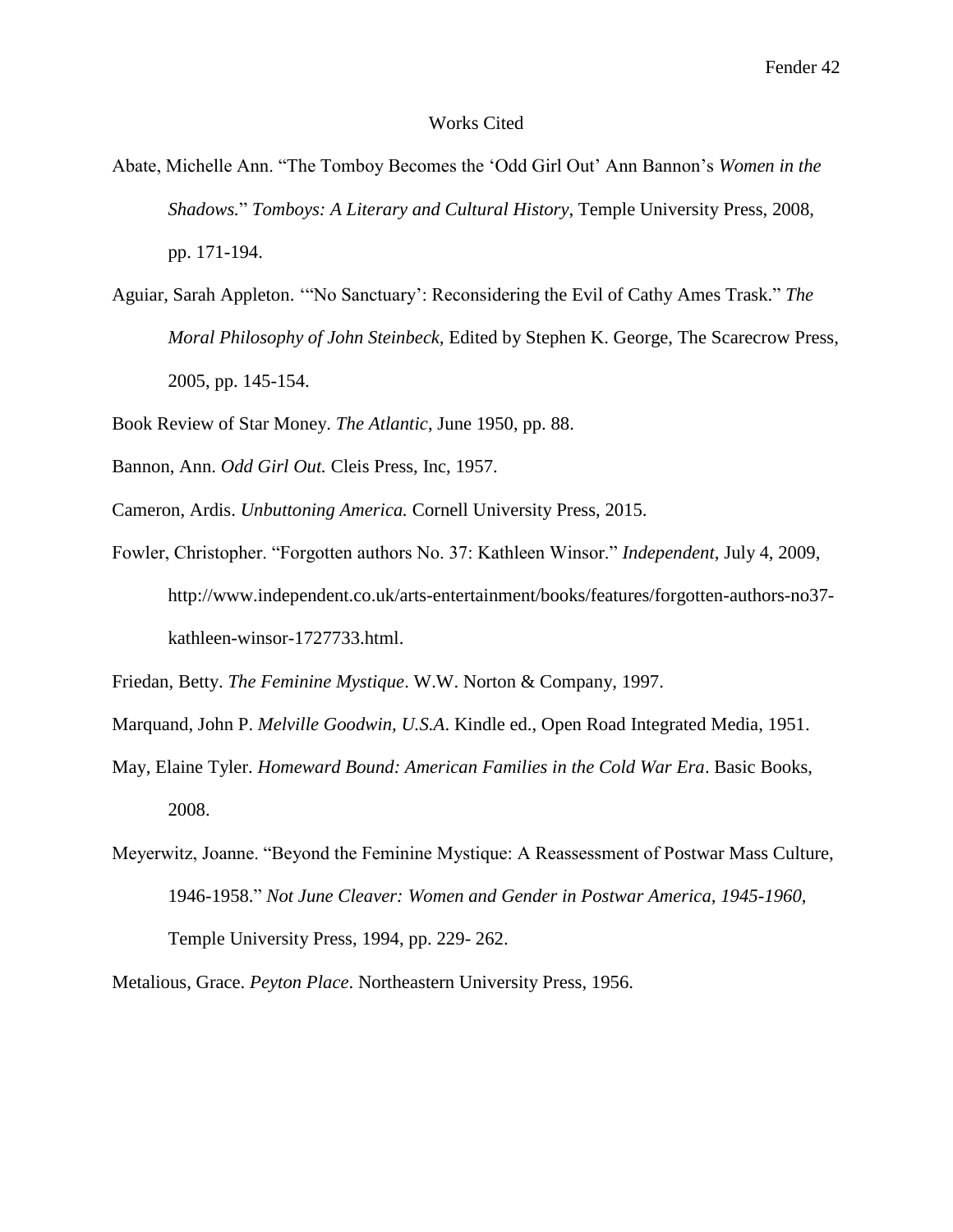# Works Cited

Abate, Michelle Ann. "The Tomboy Becomes the 'Odd Girl Out' Ann Bannon's *Women in the Shadows.*" *Tomboys: A Literary and Cultural History*, Temple University Press, 2008, pp. 171-194.

Aguiar, Sarah Appleton. '"No Sanctuary': Reconsidering the Evil of Cathy Ames Trask." *The Moral Philosophy of John Steinbeck,* Edited by Stephen K. George, The Scarecrow Press, 2005, pp. 145-154.

Book Review of Star Money. *The Atlantic*, June 1950, pp. 88.

Bannon, Ann. *Odd Girl Out.* Cleis Press, Inc, 1957.

Cameron, Ardis. *Unbuttoning America.* Cornell University Press, 2015.

Fowler, Christopher. "Forgotten authors No. 37: Kathleen Winsor." *Independent*, July 4, 2009, http://www.independent.co.uk/arts-entertainment/books/features/forgotten-authors-no37-kathleen-winsor-1727733.html.

Friedan, Betty. *The Feminine Mystique*. W.W. Norton & Company, 1997.

Marquand, John P. *Melville Goodwin, U.S.A*. Kindle ed., Open Road Integrated Media, 1951.

May, Elaine Tyler. *Homeward Bound: American Families in the Cold War Era*. Basic Books, 2008.

Meyerwitz, Joanne. "Beyond the Feminine Mystique: A Reassessment of Postwar Mass Culture, 1946-1958." *Not June Cleaver: Women and Gender in Postwar America, 1945-1960*, Temple University Press, 1994, pp. 229- 262.

Metalious, Grace. *Peyton Place*. Northeastern University Press, 1956.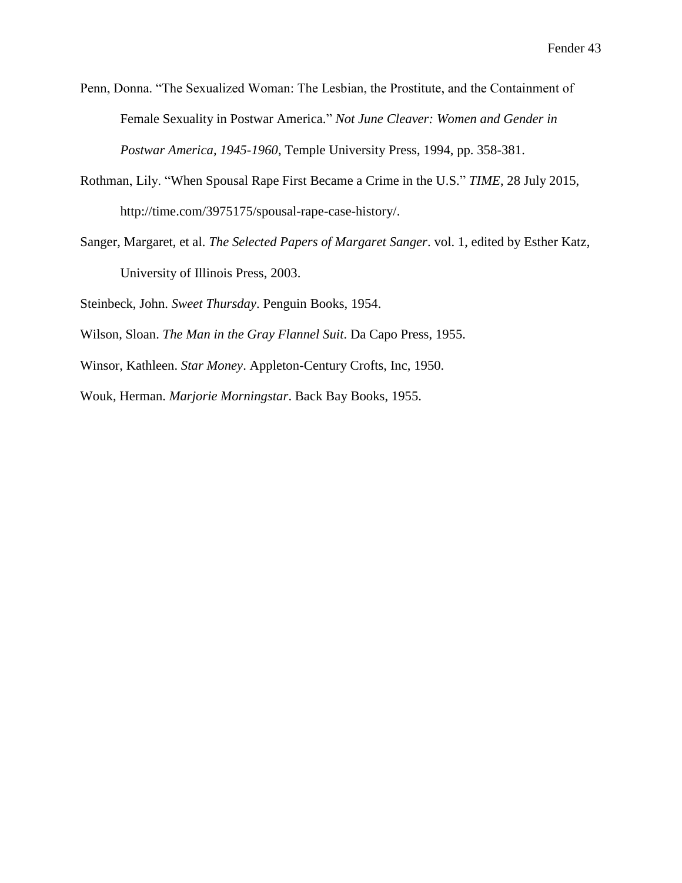Penn, Donna. "The Sexualized Woman: The Lesbian, the Prostitute, and the Containment of Female Sexuality in Postwar America." *Not June Cleaver: Women and Gender in Postwar America*, *1945-1960*, Temple University Press, 1994, pp. 358-381.

Rothman, Lily. "When Spousal Rape First Became a Crime in the U.S." *TIME*, 28 July 2015, http://time.com/3975175/spousal-rape-case-history/.

Sanger, Margaret, et al. *The Selected Papers of Margaret Sanger*. vol. 1, edited by Esther Katz, University of Illinois Press, 2003.

Steinbeck, John. *Sweet Thursday*. Penguin Books, 1954.

Wilson, Sloan. *The Man in the Gray Flannel Suit*. Da Capo Press, 1955.

Winsor, Kathleen. *Star Money*. Appleton-Century Crofts, Inc, 1950.

Wouk, Herman. *Marjorie Morningstar*. Back Bay Books, 1955.